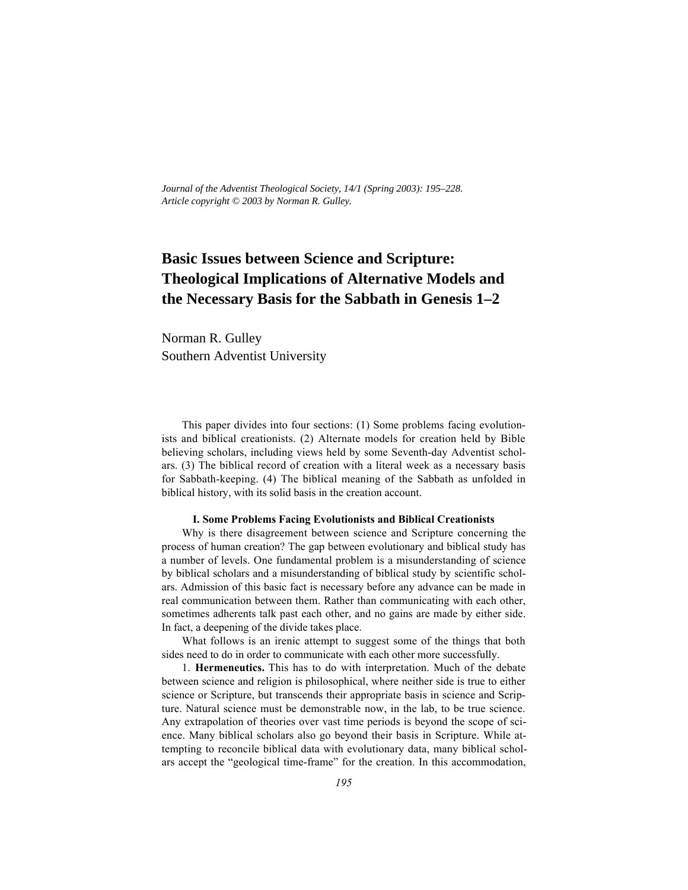*Journal of the Adventist Theological Society, 14/1 (Spring 2003): 195–228.*
*Article copyright © 2003 by Norman R. Gulley.*

# Basic Issues between Science and Scripture: Theological Implications of Alternative Models and the Necessary Basis for the Sabbath in Genesis 1–2

Norman R. Gulley
Southern Adventist University

This paper divides into four sections: (1) Some problems facing evolutionists and biblical creationists. (2) Alternate models for creation held by Bible believing scholars, including views held by some Seventh-day Adventist scholars. (3) The biblical record of creation with a literal week as a necessary basis for Sabbath-keeping. (4) The biblical meaning of the Sabbath as unfolded in biblical history, with its solid basis in the creation account.

### I. Some Problems Facing Evolutionists and Biblical Creationists

Why is there disagreement between science and Scripture concerning the process of human creation? The gap between evolutionary and biblical study has a number of levels. One fundamental problem is a misunderstanding of science by biblical scholars and a misunderstanding of biblical study by scientific scholars. Admission of this basic fact is necessary before any advance can be made in real communication between them. Rather than communicating with each other, sometimes adherents talk past each other, and no gains are made by either side. In fact, a deepening of the divide takes place.

What follows is an irenic attempt to suggest some of the things that both sides need to do in order to communicate with each other more successfully.

1. **Hermeneutics.** This has to do with interpretation. Much of the debate between science and religion is philosophical, where neither side is true to either science or Scripture, but transcends their appropriate basis in science and Scripture. Natural science must be demonstrable now, in the lab, to be true science. Any extrapolation of theories over vast time periods is beyond the scope of science. Many biblical scholars also go beyond their basis in Scripture. While attempting to reconcile biblical data with evolutionary data, many biblical scholars accept the "geological time-frame" for the creation. In this accommodation,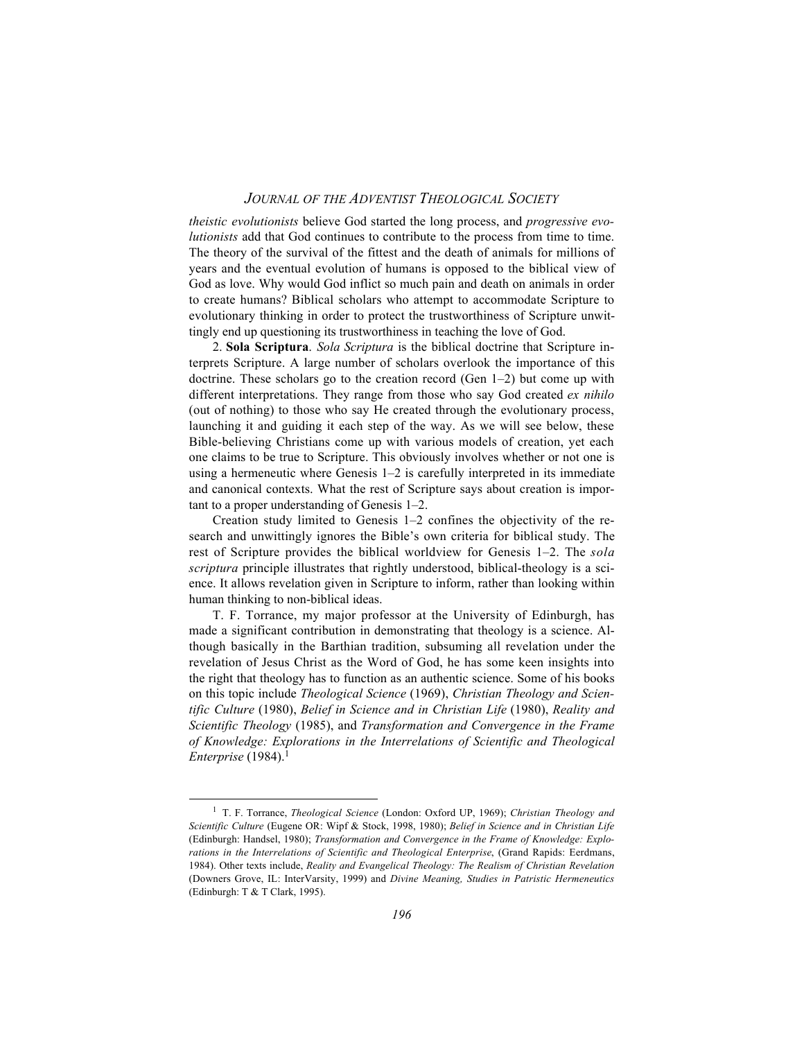*theistic evolutionists* believe God started the long process, and *progressive evolutionists* add that God continues to contribute to the process from time to time. The theory of the survival of the fittest and the death of animals for millions of years and the eventual evolution of humans is opposed to the biblical view of God as love. Why would God inflict so much pain and death on animals in order to create humans? Biblical scholars who attempt to accommodate Scripture to evolutionary thinking in order to protect the trustworthiness of Scripture unwittingly end up questioning its trustworthiness in teaching the love of God.

2. **Sola Scriptura**. *Sola Scriptura* is the biblical doctrine that Scripture interprets Scripture. A large number of scholars overlook the importance of this doctrine. These scholars go to the creation record (Gen 1–2) but come up with different interpretations. They range from those who say God created *ex nihilo* (out of nothing) to those who say He created through the evolutionary process, launching it and guiding it each step of the way. As we will see below, these Bible-believing Christians come up with various models of creation, yet each one claims to be true to Scripture. This obviously involves whether or not one is using a hermeneutic where Genesis 1–2 is carefully interpreted in its immediate and canonical contexts. What the rest of Scripture says about creation is important to a proper understanding of Genesis 1–2.

Creation study limited to Genesis 1–2 confines the objectivity of the research and unwittingly ignores the Bible's own criteria for biblical study. The rest of Scripture provides the biblical worldview for Genesis 1–2. The *sola scriptura* principle illustrates that rightly understood, biblical-theology is a science. It allows revelation given in Scripture to inform, rather than looking within human thinking to non-biblical ideas.

T. F. Torrance, my major professor at the University of Edinburgh, has made a significant contribution in demonstrating that theology is a science. Although basically in the Barthian tradition, subsuming all revelation under the revelation of Jesus Christ as the Word of God, he has some keen insights into the right that theology has to function as an authentic science. Some of his books on this topic include *Theological Science* (1969), *Christian Theology and Scientific Culture* (1980), *Belief in Science and in Christian Life* (1980), *Reality and Scientific Theology* (1985), and *Transformation and Convergence in the Frame of Knowledge: Explorations in the Interrelations of Scientific and Theological Enterprise* (1984).[1]

---

[1] T. F. Torrance, *Theological Science* (London: Oxford UP, 1969); *Christian Theology and Scientific Culture* (Eugene OR: Wipf & Stock, 1998, 1980); *Belief in Science and in Christian Life* (Edinburgh: Handsel, 1980); *Transformation and Convergence in the Frame of Knowledge: Explorations in the Interrelations of Scientific and Theological Enterprise*, (Grand Rapids: Eerdmans, 1984). Other texts include, *Reality and Evangelical Theology: The Realism of Christian Revelation* (Downers Grove, IL: InterVarsity, 1999) and *Divine Meaning, Studies in Patristic Hermeneutics* (Edinburgh: T & T Clark, 1995).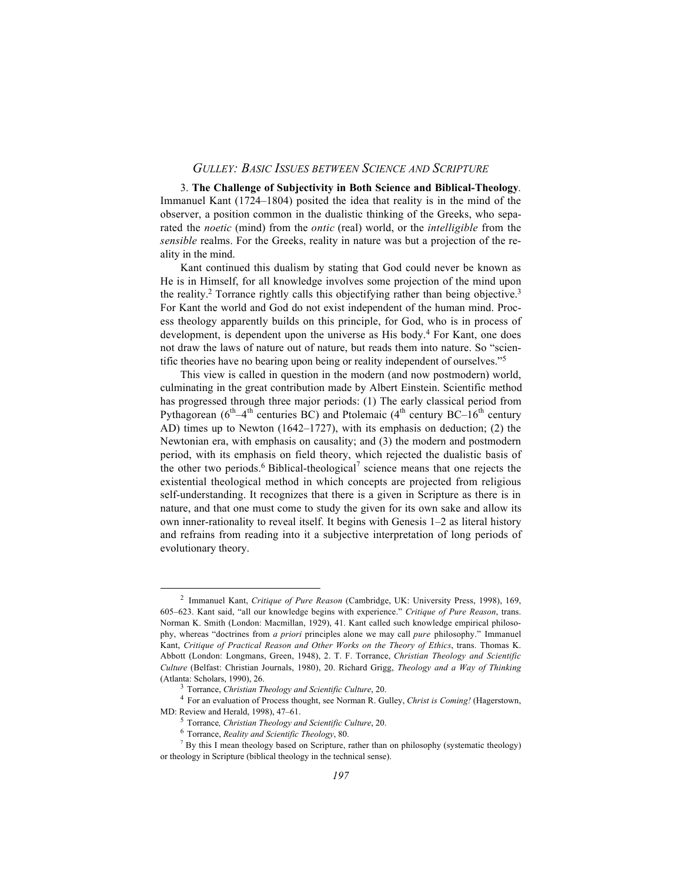3. **The Challenge of Subjectivity in Both Science and Biblical-Theology**. Immanuel Kant (1724–1804) posited the idea that reality is in the mind of the observer, a position common in the dualistic thinking of the Greeks, who separated the *noetic* (mind) from the *ontic* (real) world, or the *intelligible* from the *sensible* realms. For the Greeks, reality in nature was but a projection of the reality in the mind.

Kant continued this dualism by stating that God could never be known as He is in Himself, for all knowledge involves some projection of the mind upon the reality.[2] Torrance rightly calls this objectifying rather than being objective.[3] For Kant the world and God do not exist independent of the human mind. Process theology apparently builds on this principle, for God, who is in process of development, is dependent upon the universe as His body.[4] For Kant, one does not draw the laws of nature out of nature, but reads them into nature. So "scientific theories have no bearing upon being or reality independent of ourselves."[5]

This view is called in question in the modern (and now postmodern) world, culminating in the great contribution made by Albert Einstein. Scientific method has progressed through three major periods: (1) The early classical period from Pythagorean (6th–4th centuries BC) and Ptolemaic (4th century BC–16th century AD) times up to Newton (1642–1727), with its emphasis on deduction; (2) the Newtonian era, with emphasis on causality; and (3) the modern and postmodern period, with its emphasis on field theory, which rejected the dualistic basis of the other two periods.[6] Biblical-theological[7] science means that one rejects the existential theological method in which concepts are projected from religious self-understanding. It recognizes that there is a given in Scripture as there is in nature, and that one must come to study the given for its own sake and allow its own inner-rationality to reveal itself. It begins with Genesis 1–2 as literal history and refrains from reading into it a subjective interpretation of long periods of evolutionary theory.

---

[2] Immanuel Kant, *Critique of Pure Reason* (Cambridge, UK: University Press, 1998), 169, 605–623. Kant said, "all our knowledge begins with experience." *Critique of Pure Reason*, trans. Norman K. Smith (London: Macmillan, 1929), 41. Kant called such knowledge empirical philosophy, whereas "doctrines from *a priori* principles alone we may call *pure* philosophy." Immanuel Kant, *Critique of Practical Reason and Other Works on the Theory of Ethics*, trans. Thomas K. Abbott (London: Longmans, Green, 1948), 2. T. F. Torrance, *Christian Theology and Scientific Culture* (Belfast: Christian Journals, 1980), 20. Richard Grigg, *Theology and a Way of Thinking* (Atlanta: Scholars, 1990), 26.

[3] Torrance, *Christian Theology and Scientific Culture*, 20.

[4] For an evaluation of Process thought, see Norman R. Gulley, *Christ is Coming!* (Hagerstown, MD: Review and Herald, 1998), 47–61.

[5] Torrance, *Christian Theology and Scientific Culture*, 20.

[6] Torrance, *Reality and Scientific Theology*, 80.

[7] By this I mean theology based on Scripture, rather than on philosophy (systematic theology) or theology in Scripture (biblical theology in the technical sense).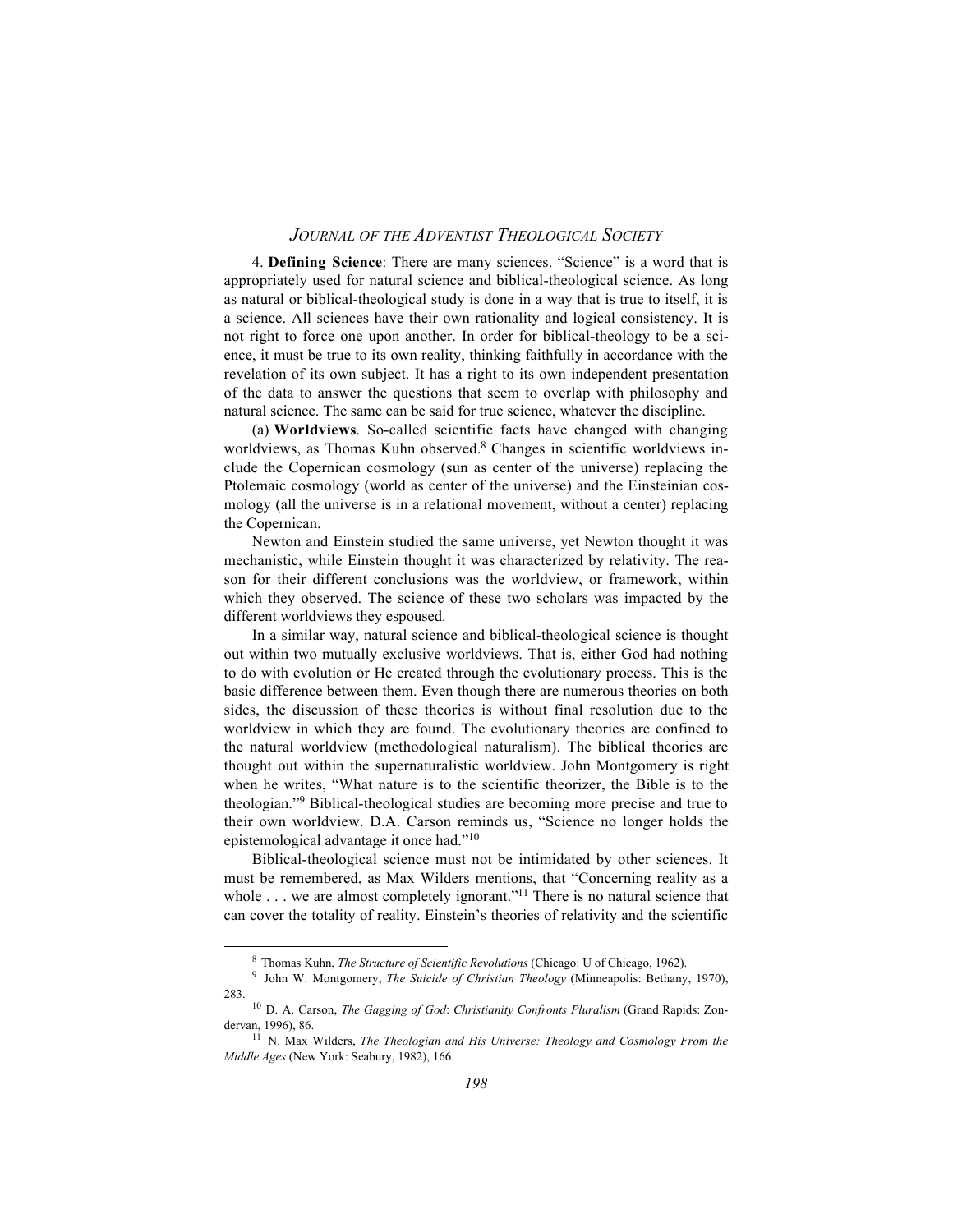4. **Defining Science**: There are many sciences. "Science" is a word that is appropriately used for natural science and biblical-theological science. As long as natural or biblical-theological study is done in a way that is true to itself, it is a science. All sciences have their own rationality and logical consistency. It is not right to force one upon another. In order for biblical-theology to be a science, it must be true to its own reality, thinking faithfully in accordance with the revelation of its own subject. It has a right to its own independent presentation of the data to answer the questions that seem to overlap with philosophy and natural science. The same can be said for true science, whatever the discipline.

(a) **Worldviews**. So-called scientific facts have changed with changing worldviews, as Thomas Kuhn observed.[8] Changes in scientific worldviews include the Copernican cosmology (sun as center of the universe) replacing the Ptolemaic cosmology (world as center of the universe) and the Einsteinian cosmology (all the universe is in a relational movement, without a center) replacing the Copernican.

Newton and Einstein studied the same universe, yet Newton thought it was mechanistic, while Einstein thought it was characterized by relativity. The reason for their different conclusions was the worldview, or framework, within which they observed. The science of these two scholars was impacted by the different worldviews they espoused.

In a similar way, natural science and biblical-theological science is thought out within two mutually exclusive worldviews. That is, either God had nothing to do with evolution or He created through the evolutionary process. This is the basic difference between them. Even though there are numerous theories on both sides, the discussion of these theories is without final resolution due to the worldview in which they are found. The evolutionary theories are confined to the natural worldview (methodological naturalism). The biblical theories are thought out within the supernaturalistic worldview. John Montgomery is right when he writes, "What nature is to the scientific theorizer, the Bible is to the theologian."[9] Biblical-theological studies are becoming more precise and true to their own worldview. D.A. Carson reminds us, "Science no longer holds the epistemological advantage it once had."[10]

Biblical-theological science must not be intimidated by other sciences. It must be remembered, as Max Wilders mentions, that "Concerning reality as a whole . . . we are almost completely ignorant."[11] There is no natural science that can cover the totality of reality. Einstein's theories of relativity and the scientific

---

[8] Thomas Kuhn, *The Structure of Scientific Revolutions* (Chicago: U of Chicago, 1962).

[9] John W. Montgomery, *The Suicide of Christian Theology* (Minneapolis: Bethany, 1970), 283.

[10] D. A. Carson, *The Gagging of God*: *Christianity Confronts Pluralism* (Grand Rapids: Zondervan, 1996), 86.

[11] N. Max Wilders, *The Theologian and His Universe: Theology and Cosmology From the Middle Ages* (New York: Seabury, 1982), 166.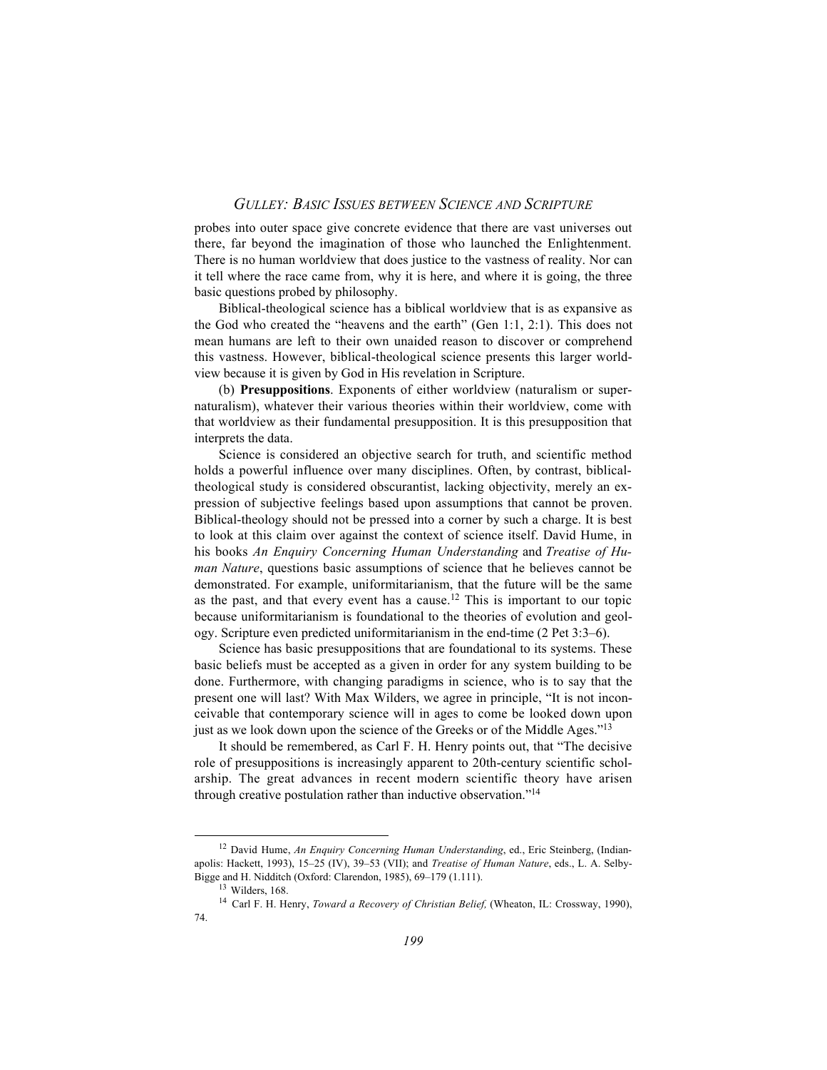probes into outer space give concrete evidence that there are vast universes out there, far beyond the imagination of those who launched the Enlightenment. There is no human worldview that does justice to the vastness of reality. Nor can it tell where the race came from, why it is here, and where it is going, the three basic questions probed by philosophy.

Biblical-theological science has a biblical worldview that is as expansive as the God who created the "heavens and the earth" (Gen 1:1, 2:1). This does not mean humans are left to their own unaided reason to discover or comprehend this vastness. However, biblical-theological science presents this larger worldview because it is given by God in His revelation in Scripture.

(b) **Presuppositions**. Exponents of either worldview (naturalism or supernaturalism), whatever their various theories within their worldview, come with that worldview as their fundamental presupposition. It is this presupposition that interprets the data.

Science is considered an objective search for truth, and scientific method holds a powerful influence over many disciplines. Often, by contrast, biblical-theological study is considered obscurantist, lacking objectivity, merely an expression of subjective feelings based upon assumptions that cannot be proven. Biblical-theology should not be pressed into a corner by such a charge. It is best to look at this claim over against the context of science itself. David Hume, in his books *An Enquiry Concerning Human Understanding* and *Treatise of Human Nature*, questions basic assumptions of science that he believes cannot be demonstrated. For example, uniformitarianism, that the future will be the same as the past, and that every event has a cause.[12] This is important to our topic because uniformitarianism is foundational to the theories of evolution and geology. Scripture even predicted uniformitarianism in the end-time (2 Pet 3:3–6).

Science has basic presuppositions that are foundational to its systems. These basic beliefs must be accepted as a given in order for any system building to be done. Furthermore, with changing paradigms in science, who is to say that the present one will last? With Max Wilders, we agree in principle, "It is not inconceivable that contemporary science will in ages to come be looked down upon just as we look down upon the science of the Greeks or of the Middle Ages."[13]

It should be remembered, as Carl F. H. Henry points out, that "The decisive role of presuppositions is increasingly apparent to 20th-century scientific scholarship. The great advances in recent modern scientific theory have arisen through creative postulation rather than inductive observation."[14]

---

[12] David Hume, *An Enquiry Concerning Human Understanding*, ed., Eric Steinberg, (Indianapolis: Hackett, 1993), 15–25 (IV), 39–53 (VII); and *Treatise of Human Nature*, eds., L. A. Selby-Bigge and H. Nidditch (Oxford: Clarendon, 1985), 69–179 (1.111).

[13] Wilders, 168.

[14] Carl F. H. Henry, *Toward a Recovery of Christian Belief,* (Wheaton, IL: Crossway, 1990), 74.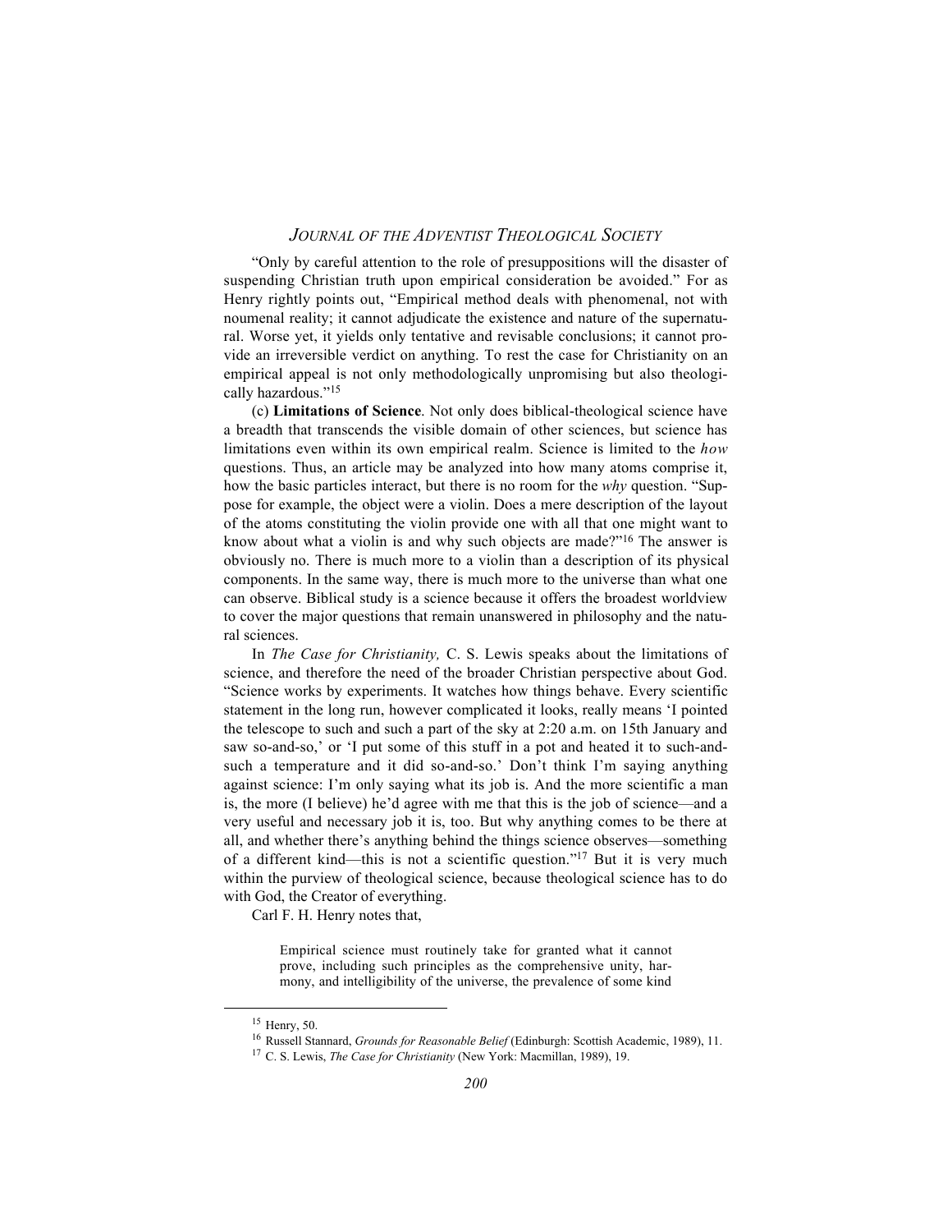"Only by careful attention to the role of presuppositions will the disaster of suspending Christian truth upon empirical consideration be avoided." For as Henry rightly points out, "Empirical method deals with phenomenal, not with noumenal reality; it cannot adjudicate the existence and nature of the supernatural. Worse yet, it yields only tentative and revisable conclusions; it cannot provide an irreversible verdict on anything. To rest the case for Christianity on an empirical appeal is not only methodologically unpromising but also theologically hazardous."[15]

(c) **Limitations of Science**. Not only does biblical-theological science have a breadth that transcends the visible domain of other sciences, but science has limitations even within its own empirical realm. Science is limited to the *how* questions. Thus, an article may be analyzed into how many atoms comprise it, how the basic particles interact, but there is no room for the *why* question. "Suppose for example, the object were a violin. Does a mere description of the layout of the atoms constituting the violin provide one with all that one might want to know about what a violin is and why such objects are made?"[16] The answer is obviously no. There is much more to a violin than a description of its physical components. In the same way, there is much more to the universe than what one can observe. Biblical study is a science because it offers the broadest worldview to cover the major questions that remain unanswered in philosophy and the natural sciences.

In *The Case for Christianity,* C. S. Lewis speaks about the limitations of science, and therefore the need of the broader Christian perspective about God. "Science works by experiments. It watches how things behave. Every scientific statement in the long run, however complicated it looks, really means 'I pointed the telescope to such and such a part of the sky at 2:20 a.m. on 15th January and saw so-and-so,' or 'I put some of this stuff in a pot and heated it to such-and-such a temperature and it did so-and-so.' Don't think I'm saying anything against science: I'm only saying what its job is. And the more scientific a man is, the more (I believe) he'd agree with me that this is the job of science—and a very useful and necessary job it is, too. But why anything comes to be there at all, and whether there's anything behind the things science observes—something of a different kind—this is not a scientific question."[17] But it is very much within the purview of theological science, because theological science has to do with God, the Creator of everything.

Carl F. H. Henry notes that,

> Empirical science must routinely take for granted what it cannot prove, including such principles as the comprehensive unity, harmony, and intelligibility of the universe, the prevalence of some kind

---

[15] Henry, 50.

[16] Russell Stannard, *Grounds for Reasonable Belief* (Edinburgh: Scottish Academic, 1989), 11.

[17] C. S. Lewis, *The Case for Christianity* (New York: Macmillan, 1989), 19.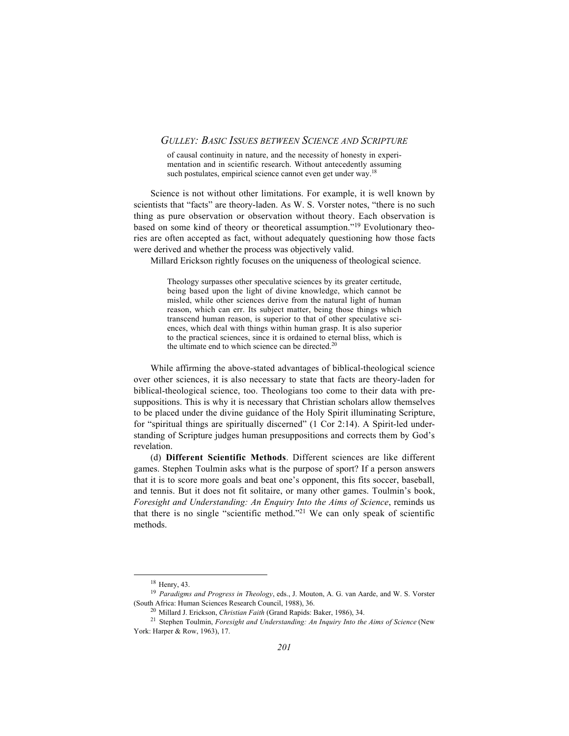> of causal continuity in nature, and the necessity of honesty in experimentation and in scientific research. Without antecedently assuming such postulates, empirical science cannot even get under way.[18]

Science is not without other limitations. For example, it is well known by scientists that "facts" are theory-laden. As W. S. Vorster notes, "there is no such thing as pure observation or observation without theory. Each observation is based on some kind of theory or theoretical assumption."[19] Evolutionary theories are often accepted as fact, without adequately questioning how those facts were derived and whether the process was objectively valid.

Millard Erickson rightly focuses on the uniqueness of theological science.

> Theology surpasses other speculative sciences by its greater certitude, being based upon the light of divine knowledge, which cannot be misled, while other sciences derive from the natural light of human reason, which can err. Its subject matter, being those things which transcend human reason, is superior to that of other speculative sciences, which deal with things within human grasp. It is also superior to the practical sciences, since it is ordained to eternal bliss, which is the ultimate end to which science can be directed.[20]

While affirming the above-stated advantages of biblical-theological science over other sciences, it is also necessary to state that facts are theory-laden for biblical-theological science, too. Theologians too come to their data with presuppositions. This is why it is necessary that Christian scholars allow themselves to be placed under the divine guidance of the Holy Spirit illuminating Scripture, for "spiritual things are spiritually discerned" (1 Cor 2:14). A Spirit-led understanding of Scripture judges human presuppositions and corrects them by God's revelation.

(d) **Different Scientific Methods**. Different sciences are like different games. Stephen Toulmin asks what is the purpose of sport? If a person answers that it is to score more goals and beat one's opponent, this fits soccer, baseball, and tennis. But it does not fit solitaire, or many other games. Toulmin's book, *Foresight and Understanding: An Enquiry Into the Aims of Science*, reminds us that there is no single "scientific method."[21] We can only speak of scientific methods.

---

[18] Henry, 43.

[19] *Paradigms and Progress in Theology*, eds., J. Mouton, A. G. van Aarde, and W. S. Vorster (South Africa: Human Sciences Research Council, 1988), 36.

[20] Millard J. Erickson, *Christian Faith* (Grand Rapids: Baker, 1986), 34.

[21] Stephen Toulmin, *Foresight and Understanding: An Inquiry Into the Aims of Science* (New York: Harper & Row, 1963), 17.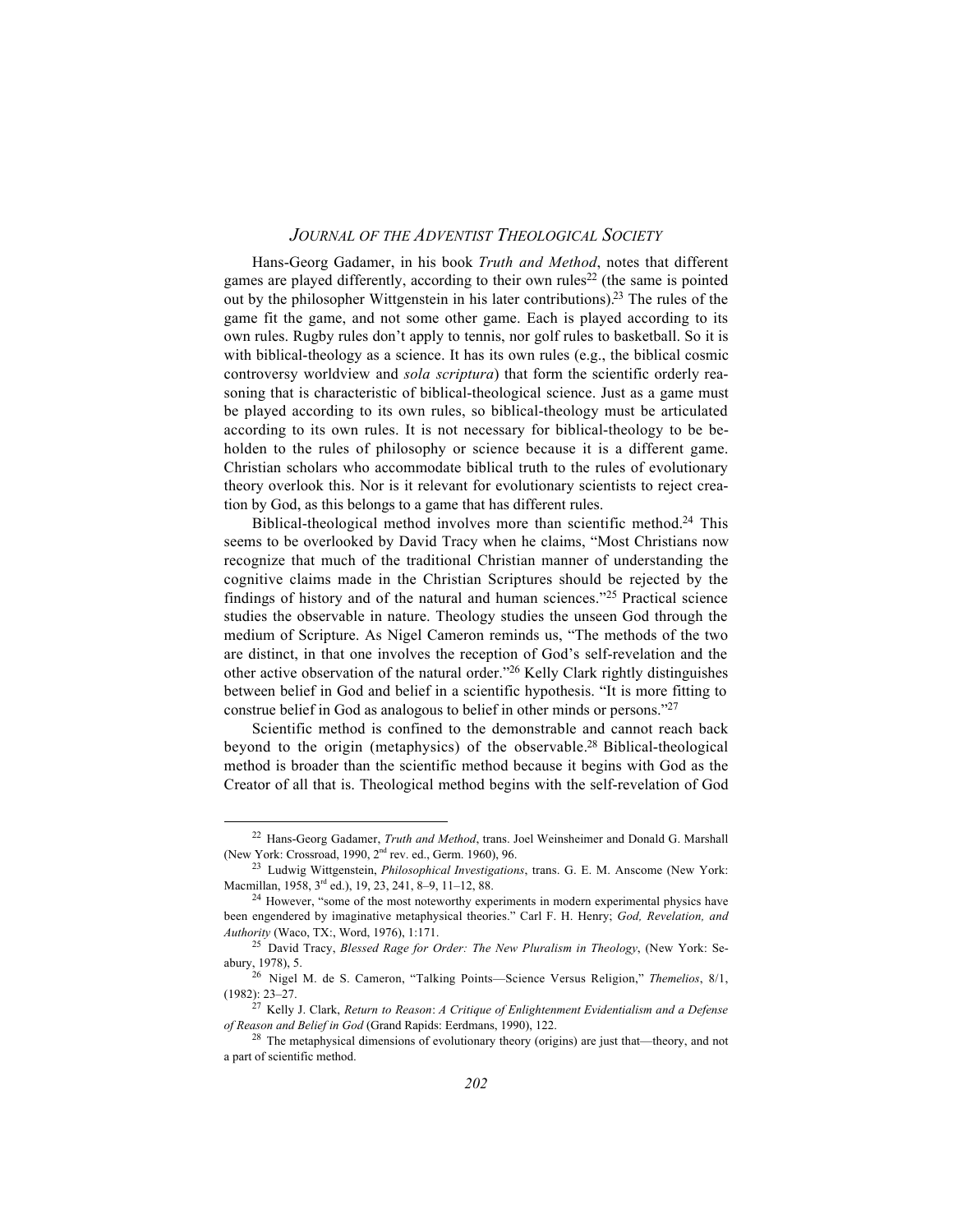Hans-Georg Gadamer, in his book *Truth and Method*, notes that different games are played differently, according to their own rules[22] (the same is pointed out by the philosopher Wittgenstein in his later contributions).[23] The rules of the game fit the game, and not some other game. Each is played according to its own rules. Rugby rules don't apply to tennis, nor golf rules to basketball. So it is with biblical-theology as a science. It has its own rules (e.g., the biblical cosmic controversy worldview and *sola scriptura*) that form the scientific orderly reasoning that is characteristic of biblical-theological science. Just as a game must be played according to its own rules, so biblical-theology must be articulated according to its own rules. It is not necessary for biblical-theology to be beholden to the rules of philosophy or science because it is a different game. Christian scholars who accommodate biblical truth to the rules of evolutionary theory overlook this. Nor is it relevant for evolutionary scientists to reject creation by God, as this belongs to a game that has different rules.

Biblical-theological method involves more than scientific method.[24] This seems to be overlooked by David Tracy when he claims, "Most Christians now recognize that much of the traditional Christian manner of understanding the cognitive claims made in the Christian Scriptures should be rejected by the findings of history and of the natural and human sciences."[25] Practical science studies the observable in nature. Theology studies the unseen God through the medium of Scripture. As Nigel Cameron reminds us, "The methods of the two are distinct, in that one involves the reception of God's self-revelation and the other active observation of the natural order."[26] Kelly Clark rightly distinguishes between belief in God and belief in a scientific hypothesis. "It is more fitting to construe belief in God as analogous to belief in other minds or persons."[27]

Scientific method is confined to the demonstrable and cannot reach back beyond to the origin (metaphysics) of the observable.[28] Biblical-theological method is broader than the scientific method because it begins with God as the Creator of all that is. Theological method begins with the self-revelation of God

---

[22] Hans-Georg Gadamer, *Truth and Method*, trans. Joel Weinsheimer and Donald G. Marshall (New York: Crossroad, 1990, 2nd rev. ed., Germ. 1960), 96.

[23] Ludwig Wittgenstein, *Philosophical Investigations*, trans. G. E. M. Anscome (New York: Macmillan, 1958, 3rd ed.), 19, 23, 241, 8–9, 11–12, 88.

[24] However, "some of the most noteworthy experiments in modern experimental physics have been engendered by imaginative metaphysical theories." Carl F. H. Henry; *God, Revelation, and Authority* (Waco, TX:, Word, 1976), 1:171.

[25] David Tracy, *Blessed Rage for Order: The New Pluralism in Theology*, (New York: Seabury, 1978), 5.

[26] Nigel M. de S. Cameron, "Talking Points—Science Versus Religion," *Themelios*, 8/1, (1982): 23–27.

[27] Kelly J. Clark, *Return to Reason*: *A Critique of Enlightenment Evidentialism and a Defense of Reason and Belief in God* (Grand Rapids: Eerdmans, 1990), 122.

[28] The metaphysical dimensions of evolutionary theory (origins) are just that—theory, and not a part of scientific method.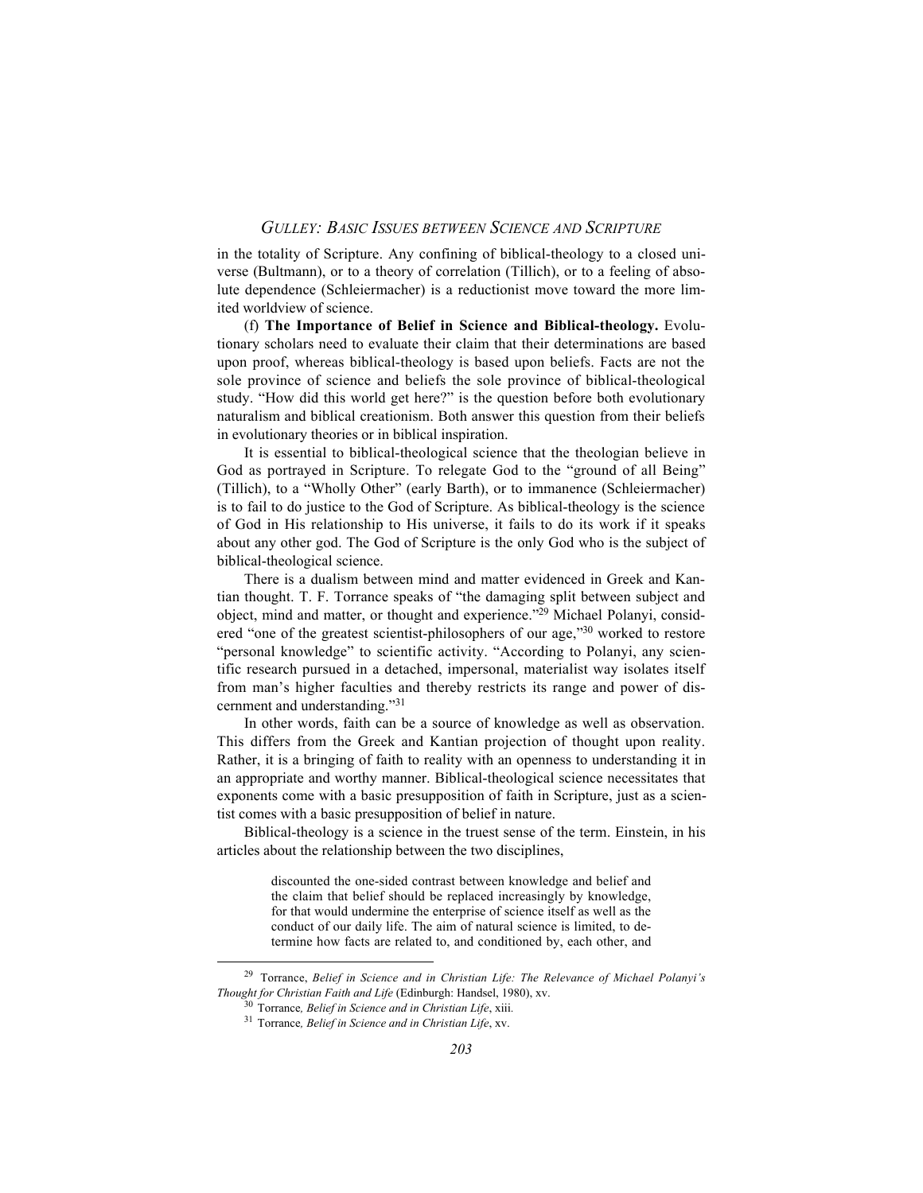in the totality of Scripture. Any confining of biblical-theology to a closed universe (Bultmann), or to a theory of correlation (Tillich), or to a feeling of absolute dependence (Schleiermacher) is a reductionist move toward the more limited worldview of science.

(f) **The Importance of Belief in Science and Biblical-theology.** Evolutionary scholars need to evaluate their claim that their determinations are based upon proof, whereas biblical-theology is based upon beliefs. Facts are not the sole province of science and beliefs the sole province of biblical-theological study. "How did this world get here?" is the question before both evolutionary naturalism and biblical creationism. Both answer this question from their beliefs in evolutionary theories or in biblical inspiration.

It is essential to biblical-theological science that the theologian believe in God as portrayed in Scripture. To relegate God to the "ground of all Being" (Tillich), to a "Wholly Other" (early Barth), or to immanence (Schleiermacher) is to fail to do justice to the God of Scripture. As biblical-theology is the science of God in His relationship to His universe, it fails to do its work if it speaks about any other god. The God of Scripture is the only God who is the subject of biblical-theological science.

There is a dualism between mind and matter evidenced in Greek and Kantian thought. T. F. Torrance speaks of "the damaging split between subject and object, mind and matter, or thought and experience."[29] Michael Polanyi, considered "one of the greatest scientist-philosophers of our age,"[30] worked to restore "personal knowledge" to scientific activity. "According to Polanyi, any scientific research pursued in a detached, impersonal, materialist way isolates itself from man's higher faculties and thereby restricts its range and power of discernment and understanding."[31]

In other words, faith can be a source of knowledge as well as observation. This differs from the Greek and Kantian projection of thought upon reality. Rather, it is a bringing of faith to reality with an openness to understanding it in an appropriate and worthy manner. Biblical-theological science necessitates that exponents come with a basic presupposition of faith in Scripture, just as a scientist comes with a basic presupposition of belief in nature.

Biblical-theology is a science in the truest sense of the term. Einstein, in his articles about the relationship between the two disciplines,

> discounted the one-sided contrast between knowledge and belief and the claim that belief should be replaced increasingly by knowledge, for that would undermine the enterprise of science itself as well as the conduct of our daily life. The aim of natural science is limited, to determine how facts are related to, and conditioned by, each other, and

---

[29] Torrance, *Belief in Science and in Christian Life: The Relevance of Michael Polanyi's Thought for Christian Faith and Life* (Edinburgh: Handsel, 1980), xv.

[30] Torrance, *Belief in Science and in Christian Life*, xiii.

[31] Torrance, *Belief in Science and in Christian Life*, xv.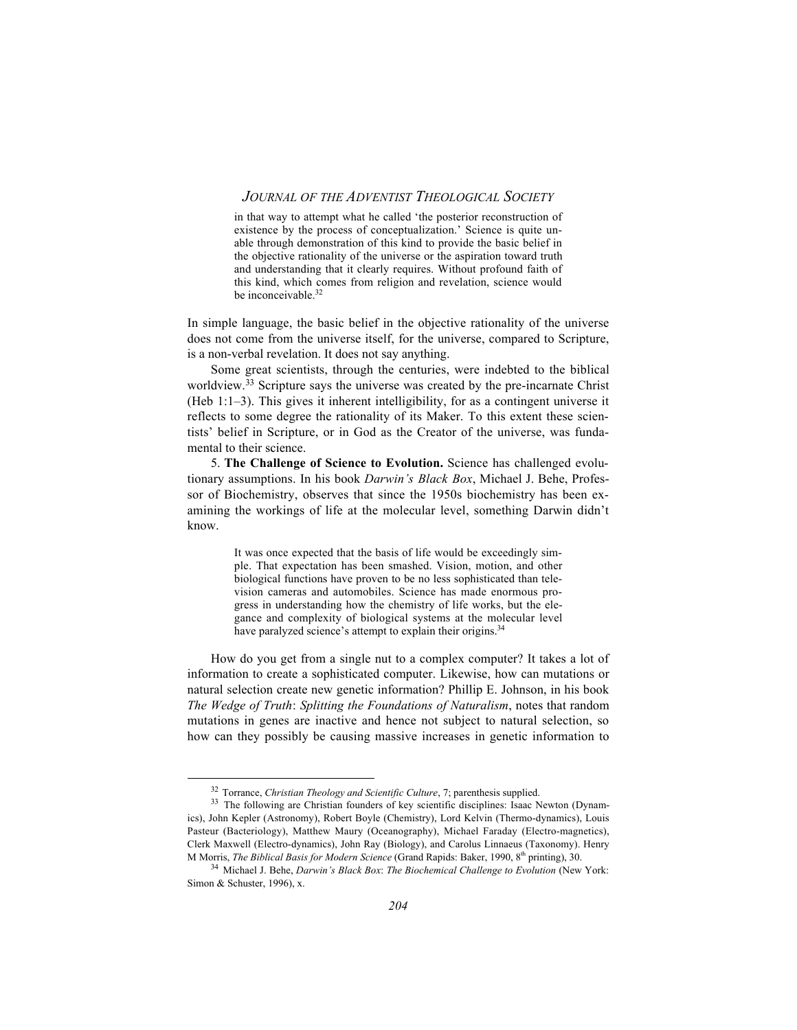> in that way to attempt what he called 'the posterior reconstruction of existence by the process of conceptualization.' Science is quite unable through demonstration of this kind to provide the basic belief in the objective rationality of the universe or the aspiration toward truth and understanding that it clearly requires. Without profound faith of this kind, which comes from religion and revelation, science would be inconceivable.[32]

In simple language, the basic belief in the objective rationality of the universe does not come from the universe itself, for the universe, compared to Scripture, is a non-verbal revelation. It does not say anything.

Some great scientists, through the centuries, were indebted to the biblical worldview.[33] Scripture says the universe was created by the pre-incarnate Christ (Heb 1:1–3). This gives it inherent intelligibility, for as a contingent universe it reflects to some degree the rationality of its Maker. To this extent these scientists' belief in Scripture, or in God as the Creator of the universe, was fundamental to their science.

5. **The Challenge of Science to Evolution.** Science has challenged evolutionary assumptions. In his book *Darwin's Black Box*, Michael J. Behe, Professor of Biochemistry, observes that since the 1950s biochemistry has been examining the workings of life at the molecular level, something Darwin didn't know.

> It was once expected that the basis of life would be exceedingly simple. That expectation has been smashed. Vision, motion, and other biological functions have proven to be no less sophisticated than television cameras and automobiles. Science has made enormous progress in understanding how the chemistry of life works, but the elegance and complexity of biological systems at the molecular level have paralyzed science's attempt to explain their origins.[34]

How do you get from a single nut to a complex computer? It takes a lot of information to create a sophisticated computer. Likewise, how can mutations or natural selection create new genetic information? Phillip E. Johnson, in his book *The Wedge of Truth*: *Splitting the Foundations of Naturalism*, notes that random mutations in genes are inactive and hence not subject to natural selection, so how can they possibly be causing massive increases in genetic information to

---

[32] Torrance, *Christian Theology and Scientific Culture*, 7; parenthesis supplied.

[33] The following are Christian founders of key scientific disciplines: Isaac Newton (Dynamics), John Kepler (Astronomy), Robert Boyle (Chemistry), Lord Kelvin (Thermo-dynamics), Louis Pasteur (Bacteriology), Matthew Maury (Oceanography), Michael Faraday (Electro-magnetics), Clerk Maxwell (Electro-dynamics), John Ray (Biology), and Carolus Linnaeus (Taxonomy). Henry M Morris, *The Biblical Basis for Modern Science* (Grand Rapids: Baker, 1990, 8th printing), 30.

[34] Michael J. Behe, *Darwin's Black Box*: *The Biochemical Challenge to Evolution* (New York: Simon & Schuster, 1996), x.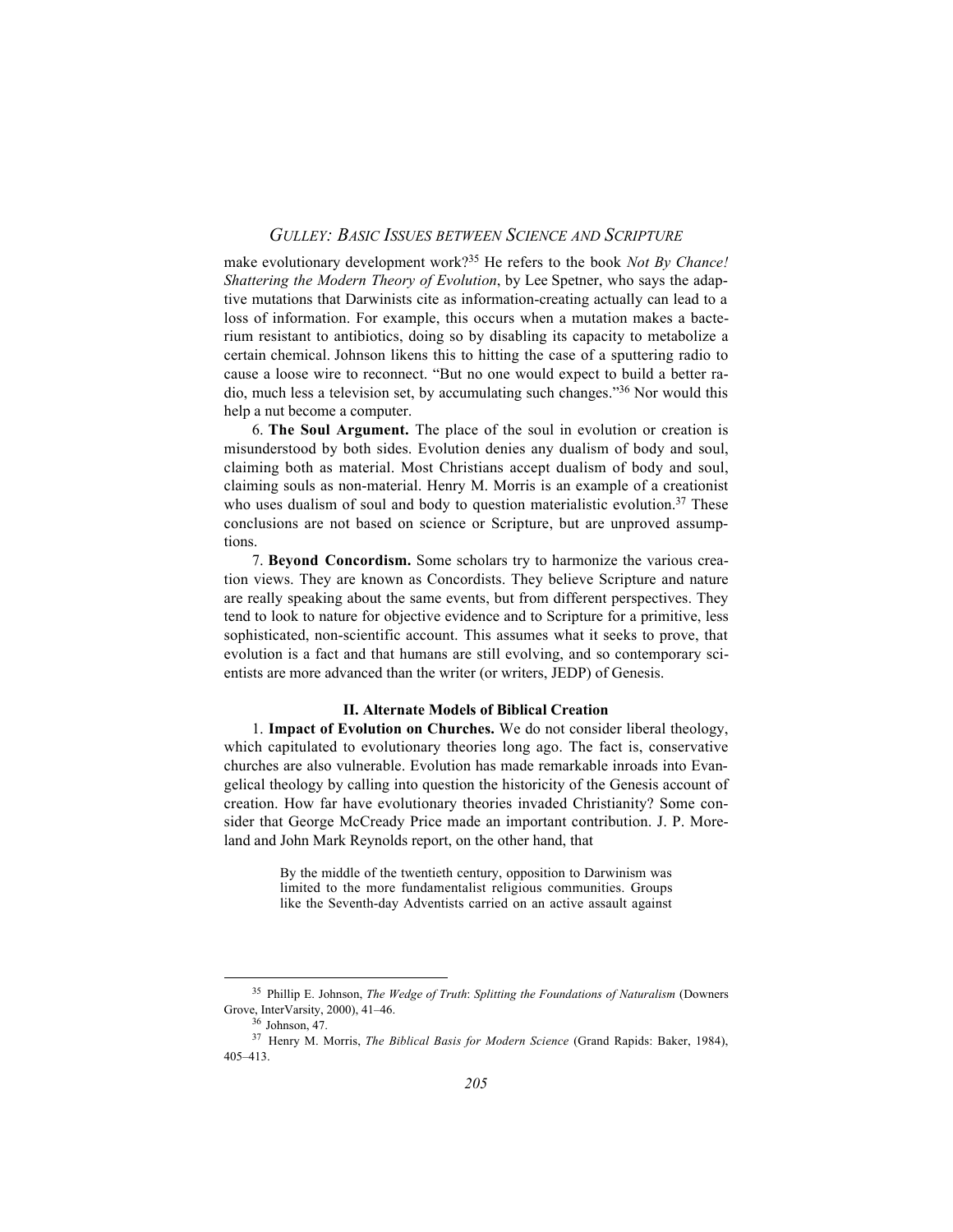make evolutionary development work?[35] He refers to the book *Not By Chance! Shattering the Modern Theory of Evolution*, by Lee Spetner, who says the adaptive mutations that Darwinists cite as information-creating actually can lead to a loss of information. For example, this occurs when a mutation makes a bacterium resistant to antibiotics, doing so by disabling its capacity to metabolize a certain chemical. Johnson likens this to hitting the case of a sputtering radio to cause a loose wire to reconnect. "But no one would expect to build a better radio, much less a television set, by accumulating such changes."[36] Nor would this help a nut become a computer.

6. **The Soul Argument.** The place of the soul in evolution or creation is misunderstood by both sides. Evolution denies any dualism of body and soul, claiming both as material. Most Christians accept dualism of body and soul, claiming souls as non-material. Henry M. Morris is an example of a creationist who uses dualism of soul and body to question materialistic evolution.[37] These conclusions are not based on science or Scripture, but are unproved assumptions.

7. **Beyond Concordism.** Some scholars try to harmonize the various creation views. They are known as Concordists. They believe Scripture and nature are really speaking about the same events, but from different perspectives. They tend to look to nature for objective evidence and to Scripture for a primitive, less sophisticated, non-scientific account. This assumes what it seeks to prove, that evolution is a fact and that humans are still evolving, and so contemporary scientists are more advanced than the writer (or writers, JEDP) of Genesis.

## II. Alternate Models of Biblical Creation

1. **Impact of Evolution on Churches.** We do not consider liberal theology, which capitulated to evolutionary theories long ago. The fact is, conservative churches are also vulnerable. Evolution has made remarkable inroads into Evangelical theology by calling into question the historicity of the Genesis account of creation. How far have evolutionary theories invaded Christianity? Some consider that George McCready Price made an important contribution. J. P. Moreland and John Mark Reynolds report, on the other hand, that

> By the middle of the twentieth century, opposition to Darwinism was limited to the more fundamentalist religious communities. Groups like the Seventh-day Adventists carried on an active assault against

---

[35] Phillip E. Johnson, *The Wedge of Truth*: *Splitting the Foundations of Naturalism* (Downers Grove, InterVarsity, 2000), 41–46.

[36] Johnson, 47.

[37] Henry M. Morris, *The Biblical Basis for Modern Science* (Grand Rapids: Baker, 1984), 405–413.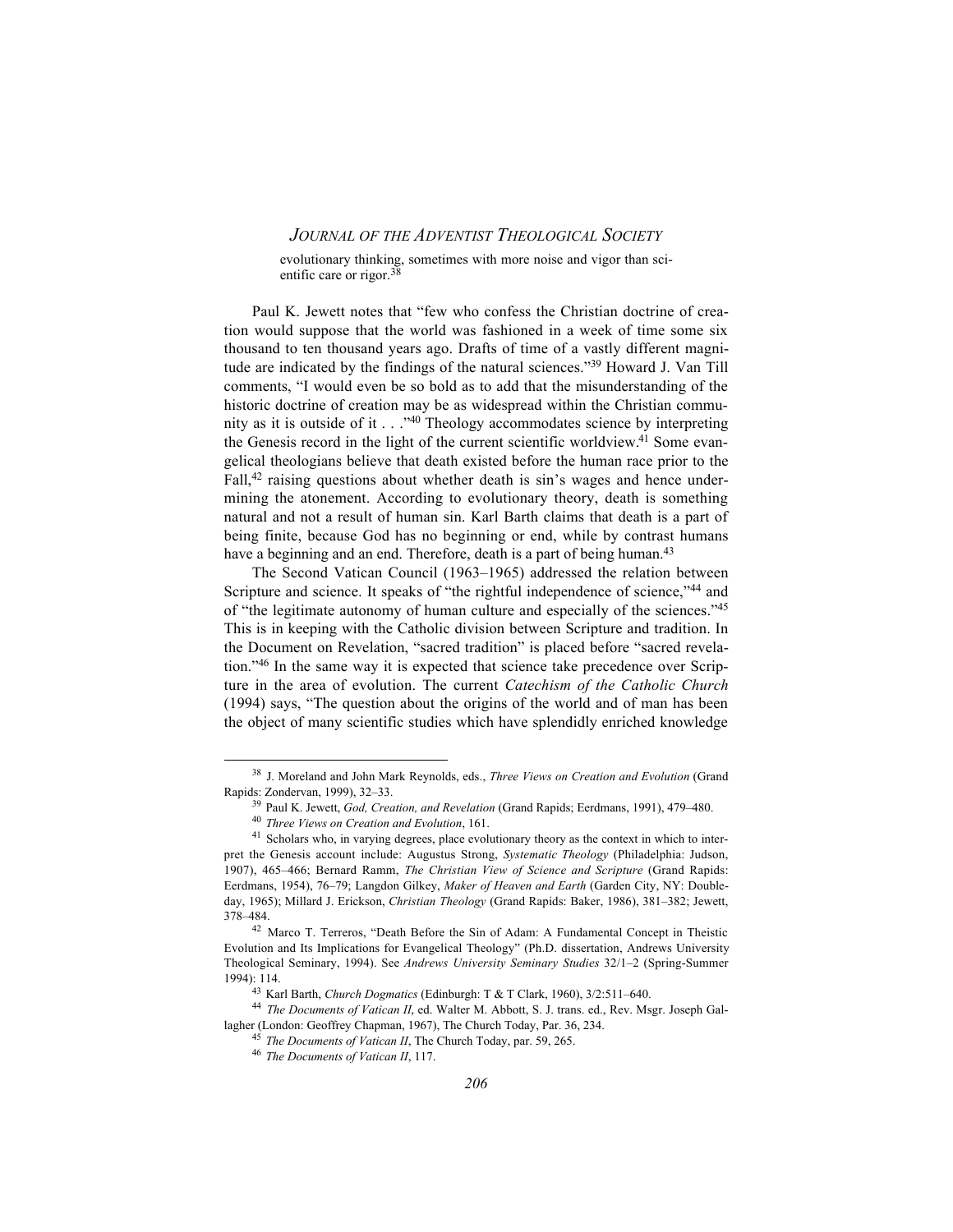evolutionary thinking, sometimes with more noise and vigor than scientific care or rigor.[38]

Paul K. Jewett notes that "few who confess the Christian doctrine of creation would suppose that the world was fashioned in a week of time some six thousand to ten thousand years ago. Drafts of time of a vastly different magnitude are indicated by the findings of the natural sciences."[39] Howard J. Van Till comments, "I would even be so bold as to add that the misunderstanding of the historic doctrine of creation may be as widespread within the Christian community as it is outside of it . . ."[40] Theology accommodates science by interpreting the Genesis record in the light of the current scientific worldview.[41] Some evangelical theologians believe that death existed before the human race prior to the Fall,[42] raising questions about whether death is sin's wages and hence undermining the atonement. According to evolutionary theory, death is something natural and not a result of human sin. Karl Barth claims that death is a part of being finite, because God has no beginning or end, while by contrast humans have a beginning and an end. Therefore, death is a part of being human.[43]

The Second Vatican Council (1963–1965) addressed the relation between Scripture and science. It speaks of "the rightful independence of science,"[44] and of "the legitimate autonomy of human culture and especially of the sciences."[45] This is in keeping with the Catholic division between Scripture and tradition. In the Document on Revelation, "sacred tradition" is placed before "sacred revelation."[46] In the same way it is expected that science take precedence over Scripture in the area of evolution. The current *Catechism of the Catholic Church* (1994) says, "The question about the origins of the world and of man has been the object of many scientific studies which have splendidly enriched knowledge

---

[38] J. Moreland and John Mark Reynolds, eds., *Three Views on Creation and Evolution* (Grand Rapids: Zondervan, 1999), 32–33.

[39] Paul K. Jewett, *God, Creation, and Revelation* (Grand Rapids; Eerdmans, 1991), 479–480.

[40] *Three Views on Creation and Evolution*, 161.

[41] Scholars who, in varying degrees, place evolutionary theory as the context in which to interpret the Genesis account include: Augustus Strong, *Systematic Theology* (Philadelphia: Judson, 1907), 465–466; Bernard Ramm, *The Christian View of Science and Scripture* (Grand Rapids: Eerdmans, 1954), 76–79; Langdon Gilkey, *Maker of Heaven and Earth* (Garden City, NY: Doubleday, 1965); Millard J. Erickson, *Christian Theology* (Grand Rapids: Baker, 1986), 381–382; Jewett, 378–484.

[42] Marco T. Terreros, "Death Before the Sin of Adam: A Fundamental Concept in Theistic Evolution and Its Implications for Evangelical Theology" (Ph.D. dissertation, Andrews University Theological Seminary, 1994). See *Andrews University Seminary Studies* 32/1–2 (Spring-Summer 1994): 114.

[43] Karl Barth, *Church Dogmatics* (Edinburgh: T & T Clark, 1960), 3/2:511–640.

[44] *The Documents of Vatican II*, ed. Walter M. Abbott, S. J. trans. ed., Rev. Msgr. Joseph Gallagher (London: Geoffrey Chapman, 1967), The Church Today, Par. 36, 234.

[45] *The Documents of Vatican II*, The Church Today, par. 59, 265.

[46] *The Documents of Vatican II*, 117.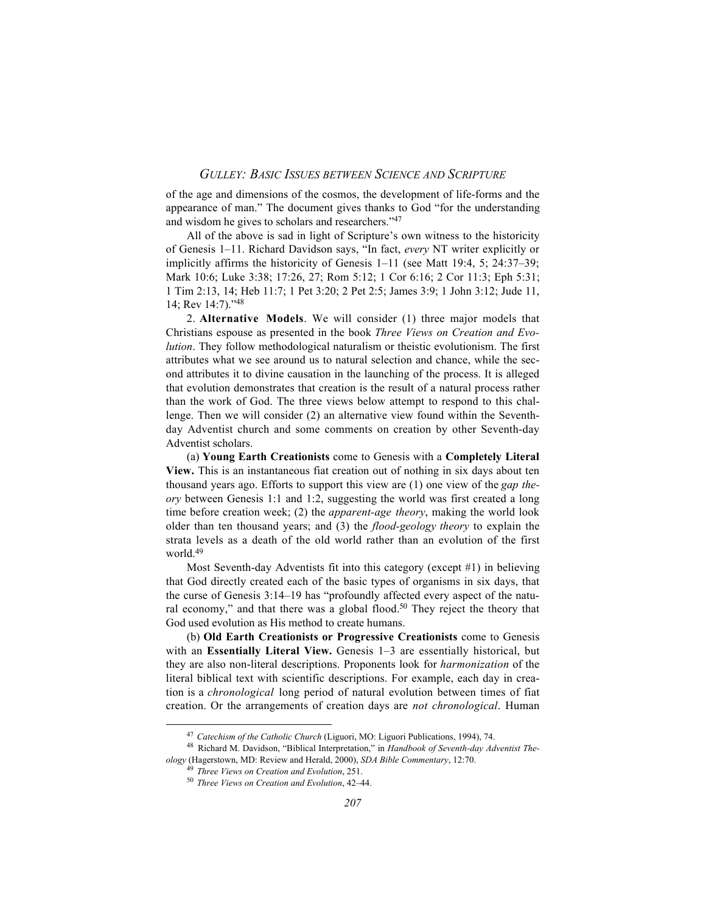of the age and dimensions of the cosmos, the development of life-forms and the appearance of man." The document gives thanks to God "for the understanding and wisdom he gives to scholars and researchers."[47]

All of the above is sad in light of Scripture's own witness to the historicity of Genesis 1–11. Richard Davidson says, "In fact, *every* NT writer explicitly or implicitly affirms the historicity of Genesis 1–11 (see Matt 19:4, 5; 24:37–39; Mark 10:6; Luke 3:38; 17:26, 27; Rom 5:12; 1 Cor 6:16; 2 Cor 11:3; Eph 5:31; 1 Tim 2:13, 14; Heb 11:7; 1 Pet 3:20; 2 Pet 2:5; James 3:9; 1 John 3:12; Jude 11, 14; Rev 14:7)."[48]

2. **Alternative Models**. We will consider (1) three major models that Christians espouse as presented in the book *Three Views on Creation and Evolution*. They follow methodological naturalism or theistic evolutionism. The first attributes what we see around us to natural selection and chance, while the second attributes it to divine causation in the launching of the process. It is alleged that evolution demonstrates that creation is the result of a natural process rather than the work of God. The three views below attempt to respond to this challenge. Then we will consider (2) an alternative view found within the Seventh-day Adventist church and some comments on creation by other Seventh-day Adventist scholars.

(a) **Young Earth Creationists** come to Genesis with a **Completely Literal View.** This is an instantaneous fiat creation out of nothing in six days about ten thousand years ago. Efforts to support this view are (1) one view of the *gap theory* between Genesis 1:1 and 1:2, suggesting the world was first created a long time before creation week; (2) the *apparent-age theory*, making the world look older than ten thousand years; and (3) the *flood-geology theory* to explain the strata levels as a death of the old world rather than an evolution of the first world.[49]

Most Seventh-day Adventists fit into this category (except #1) in believing that God directly created each of the basic types of organisms in six days, that the curse of Genesis 3:14–19 has "profoundly affected every aspect of the natural economy," and that there was a global flood.[50] They reject the theory that God used evolution as His method to create humans.

(b) **Old Earth Creationists or Progressive Creationists** come to Genesis with an **Essentially Literal View.** Genesis 1–3 are essentially historical, but they are also non-literal descriptions. Proponents look for *harmonization* of the literal biblical text with scientific descriptions. For example, each day in creation is a *chronological* long period of natural evolution between times of fiat creation. Or the arrangements of creation days are *not chronological*. Human

---

[47] *Catechism of the Catholic Church* (Liguori, MO: Liguori Publications, 1994), 74.

[48] Richard M. Davidson, "Biblical Interpretation," in *Handbook of Seventh-day Adventist Theology* (Hagerstown, MD: Review and Herald, 2000), *SDA Bible Commentary*, 12:70.

[49] *Three Views on Creation and Evolution*, 251.

[50] *Three Views on Creation and Evolution*, 42–44.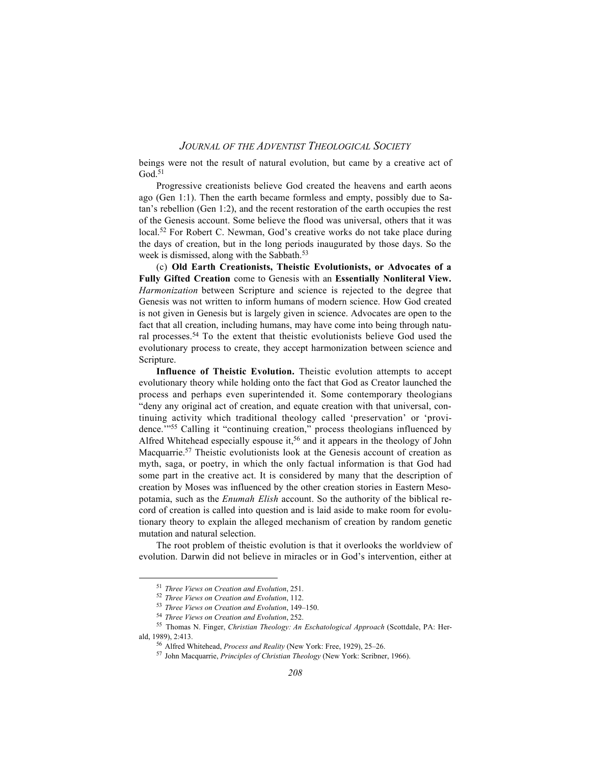beings were not the result of natural evolution, but came by a creative act of God.[51]

Progressive creationists believe God created the heavens and earth aeons ago (Gen 1:1). Then the earth became formless and empty, possibly due to Satan's rebellion (Gen 1:2), and the recent restoration of the earth occupies the rest of the Genesis account. Some believe the flood was universal, others that it was local.[52] For Robert C. Newman, God's creative works do not take place during the days of creation, but in the long periods inaugurated by those days. So the week is dismissed, along with the Sabbath.[53]

(c) **Old Earth Creationists, Theistic Evolutionists, or Advocates of a Fully Gifted Creation** come to Genesis with an **Essentially Nonliteral View.** *Harmonization* between Scripture and science is rejected to the degree that Genesis was not written to inform humans of modern science. How God created is not given in Genesis but is largely given in science. Advocates are open to the fact that all creation, including humans, may have come into being through natural processes.[54] To the extent that theistic evolutionists believe God used the evolutionary process to create, they accept harmonization between science and Scripture.

**Influence of Theistic Evolution.** Theistic evolution attempts to accept evolutionary theory while holding onto the fact that God as Creator launched the process and perhaps even superintended it. Some contemporary theologians "deny any original act of creation, and equate creation with that universal, continuing activity which traditional theology called 'preservation' or 'providence.'"[55] Calling it "continuing creation," process theologians influenced by Alfred Whitehead especially espouse it,[56] and it appears in the theology of John Macquarrie.[57] Theistic evolutionists look at the Genesis account of creation as myth, saga, or poetry, in which the only factual information is that God had some part in the creative act. It is considered by many that the description of creation by Moses was influenced by the other creation stories in Eastern Mesopotamia, such as the *Enumah Elish* account. So the authority of the biblical record of creation is called into question and is laid aside to make room for evolutionary theory to explain the alleged mechanism of creation by random genetic mutation and natural selection.

The root problem of theistic evolution is that it overlooks the worldview of evolution. Darwin did not believe in miracles or in God's intervention, either at

---

[51] *Three Views on Creation and Evolution*, 251.

[52] *Three Views on Creation and Evolution*, 112.

[53] *Three Views on Creation and Evolution*, 149–150.

[54] *Three Views on Creation and Evolution*, 252.

[55] Thomas N. Finger, *Christian Theology: An Eschatological Approach* (Scottdale, PA: Herald, 1989), 2:413.

[56] Alfred Whitehead, *Process and Reality* (New York: Free, 1929), 25–26.

[57] John Macquarrie, *Principles of Christian Theology* (New York: Scribner, 1966).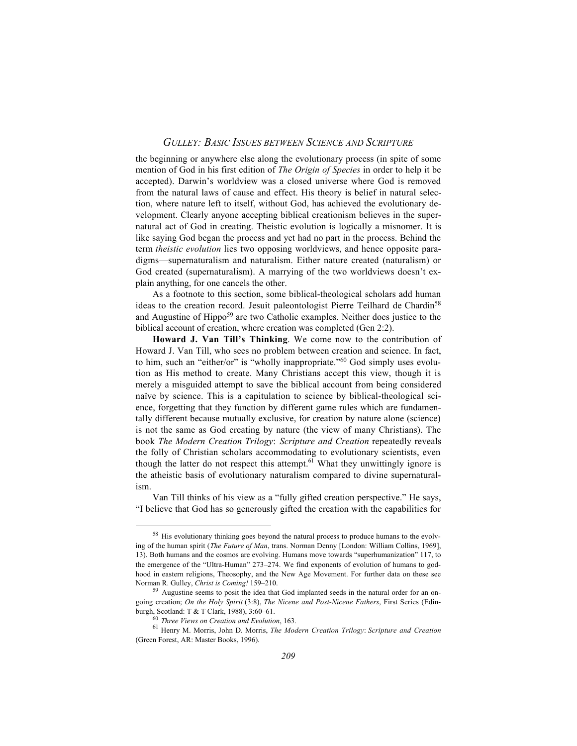the beginning or anywhere else along the evolutionary process (in spite of some mention of God in his first edition of *The Origin of Species* in order to help it be accepted). Darwin's worldview was a closed universe where God is removed from the natural laws of cause and effect. His theory is belief in natural selection, where nature left to itself, without God, has achieved the evolutionary development. Clearly anyone accepting biblical creationism believes in the supernatural act of God in creating. Theistic evolution is logically a misnomer. It is like saying God began the process and yet had no part in the process. Behind the term *theistic evolution* lies two opposing worldviews, and hence opposite paradigms—supernaturalism and naturalism. Either nature created (naturalism) or God created (supernaturalism). A marrying of the two worldviews doesn't explain anything, for one cancels the other.

As a footnote to this section, some biblical-theological scholars add human ideas to the creation record. Jesuit paleontologist Pierre Teilhard de Chardin[58] and Augustine of Hippo[59] are two Catholic examples. Neither does justice to the biblical account of creation, where creation was completed (Gen 2:2).

**Howard J. Van Till's Thinking**. We come now to the contribution of Howard J. Van Till, who sees no problem between creation and science. In fact, to him, such an "either/or" is "wholly inappropriate."[60] God simply uses evolution as His method to create. Many Christians accept this view, though it is merely a misguided attempt to save the biblical account from being considered naïve by science. This is a capitulation to science by biblical-theological science, forgetting that they function by different game rules which are fundamentally different because mutually exclusive, for creation by nature alone (science) is not the same as God creating by nature (the view of many Christians). The book *The Modern Creation Trilogy*: *Scripture and Creation* repeatedly reveals the folly of Christian scholars accommodating to evolutionary scientists, even though the latter do not respect this attempt.[61] What they unwittingly ignore is the atheistic basis of evolutionary naturalism compared to divine supernaturalism.

Van Till thinks of his view as a "fully gifted creation perspective." He says, "I believe that God has so generously gifted the creation with the capabilities for

---

[58] His evolutionary thinking goes beyond the natural process to produce humans to the evolving of the human spirit (*The Future of Man*, trans. Norman Denny [London: William Collins, 1969], 13). Both humans and the cosmos are evolving. Humans move towards "superhumanization" 117, to the emergence of the "Ultra-Human" 273–274. We find exponents of evolution of humans to godhood in eastern religions, Theosophy, and the New Age Movement. For further data on these see Norman R. Gulley, *Christ is Coming!* 159–210.

[59] Augustine seems to posit the idea that God implanted seeds in the natural order for an ongoing creation; *On the Holy Spirit* (3:8), *The Nicene and Post-Nicene Fathers*, First Series (Edinburgh, Scotland: T & T Clark, 1988), 3:60–61.

[60] *Three Views on Creation and Evolution*, 163.

[61] Henry M. Morris, John D. Morris, *The Modern Creation Trilogy*: *Scripture and Creation* (Green Forest, AR: Master Books, 1996).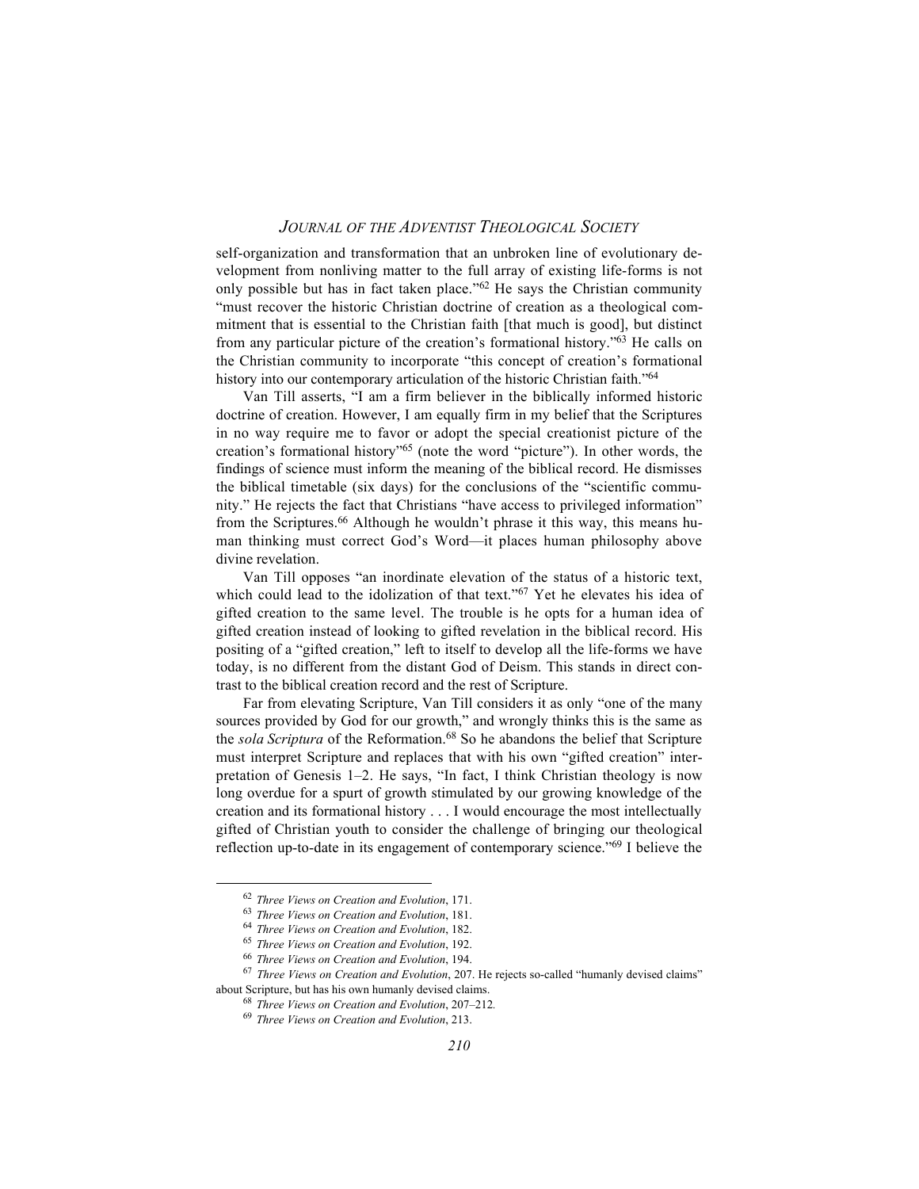self-organization and transformation that an unbroken line of evolutionary development from nonliving matter to the full array of existing life-forms is not only possible but has in fact taken place."[62] He says the Christian community "must recover the historic Christian doctrine of creation as a theological commitment that is essential to the Christian faith [that much is good], but distinct from any particular picture of the creation's formational history."[63] He calls on the Christian community to incorporate "this concept of creation's formational history into our contemporary articulation of the historic Christian faith."[64]

Van Till asserts, "I am a firm believer in the biblically informed historic doctrine of creation. However, I am equally firm in my belief that the Scriptures in no way require me to favor or adopt the special creationist picture of the creation's formational history"[65] (note the word "picture"). In other words, the findings of science must inform the meaning of the biblical record. He dismisses the biblical timetable (six days) for the conclusions of the "scientific community." He rejects the fact that Christians "have access to privileged information" from the Scriptures.[66] Although he wouldn't phrase it this way, this means human thinking must correct God's Word—it places human philosophy above divine revelation.

Van Till opposes "an inordinate elevation of the status of a historic text, which could lead to the idolization of that text."[67] Yet he elevates his idea of gifted creation to the same level. The trouble is he opts for a human idea of gifted creation instead of looking to gifted revelation in the biblical record. His positing of a "gifted creation," left to itself to develop all the life-forms we have today, is no different from the distant God of Deism. This stands in direct contrast to the biblical creation record and the rest of Scripture.

Far from elevating Scripture, Van Till considers it as only "one of the many sources provided by God for our growth," and wrongly thinks this is the same as the *sola Scriptura* of the Reformation.[68] So he abandons the belief that Scripture must interpret Scripture and replaces that with his own "gifted creation" interpretation of Genesis 1–2. He says, "In fact, I think Christian theology is now long overdue for a spurt of growth stimulated by our growing knowledge of the creation and its formational history . . . I would encourage the most intellectually gifted of Christian youth to consider the challenge of bringing our theological reflection up-to-date in its engagement of contemporary science."[69] I believe the

---

[62] *Three Views on Creation and Evolution*, 171.

[63] *Three Views on Creation and Evolution*, 181.

[64] *Three Views on Creation and Evolution*, 182.

[65] *Three Views on Creation and Evolution*, 192.

[66] *Three Views on Creation and Evolution*, 194.

[67] *Three Views on Creation and Evolution*, 207. He rejects so-called "humanly devised claims" about Scripture, but has his own humanly devised claims.

[68] *Three Views on Creation and Evolution*, 207–212.

[69] *Three Views on Creation and Evolution*, 213.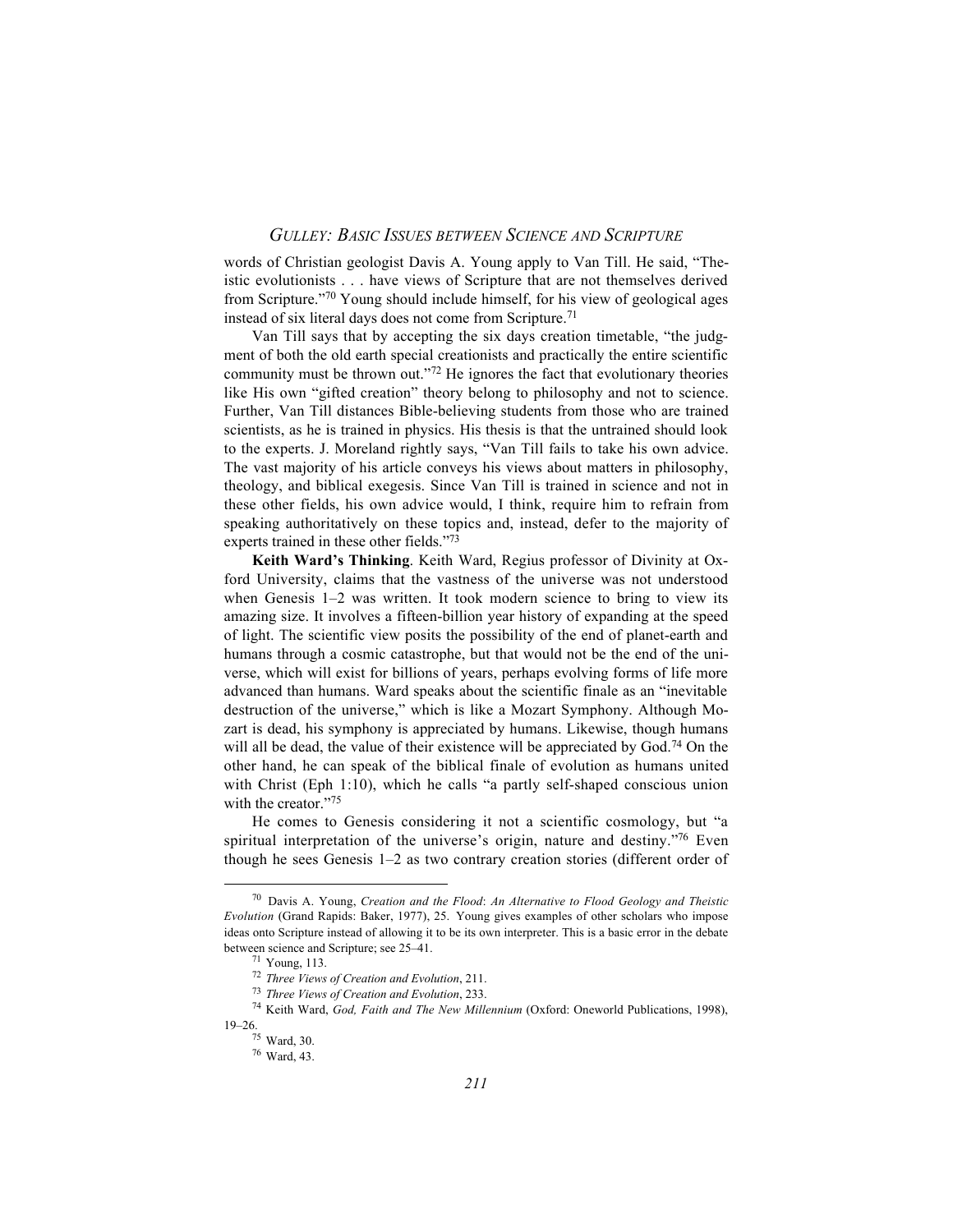words of Christian geologist Davis A. Young apply to Van Till. He said, "Theistic evolutionists . . . have views of Scripture that are not themselves derived from Scripture."[70] Young should include himself, for his view of geological ages instead of six literal days does not come from Scripture.[71]

Van Till says that by accepting the six days creation timetable, "the judgment of both the old earth special creationists and practically the entire scientific community must be thrown out."[72] He ignores the fact that evolutionary theories like His own "gifted creation" theory belong to philosophy and not to science. Further, Van Till distances Bible-believing students from those who are trained scientists, as he is trained in physics. His thesis is that the untrained should look to the experts. J. Moreland rightly says, "Van Till fails to take his own advice. The vast majority of his article conveys his views about matters in philosophy, theology, and biblical exegesis. Since Van Till is trained in science and not in these other fields, his own advice would, I think, require him to refrain from speaking authoritatively on these topics and, instead, defer to the majority of experts trained in these other fields."[73]

**Keith Ward's Thinking**. Keith Ward, Regius professor of Divinity at Oxford University, claims that the vastness of the universe was not understood when Genesis 1–2 was written. It took modern science to bring to view its amazing size. It involves a fifteen-billion year history of expanding at the speed of light. The scientific view posits the possibility of the end of planet-earth and humans through a cosmic catastrophe, but that would not be the end of the universe, which will exist for billions of years, perhaps evolving forms of life more advanced than humans. Ward speaks about the scientific finale as an "inevitable destruction of the universe," which is like a Mozart Symphony. Although Mozart is dead, his symphony is appreciated by humans. Likewise, though humans will all be dead, the value of their existence will be appreciated by God.[74] On the other hand, he can speak of the biblical finale of evolution as humans united with Christ (Eph 1:10), which he calls "a partly self-shaped conscious union with the creator."[75]

He comes to Genesis considering it not a scientific cosmology, but "a spiritual interpretation of the universe's origin, nature and destiny."[76] Even though he sees Genesis 1–2 as two contrary creation stories (different order of

---

[70] Davis A. Young, *Creation and the Flood*: *An Alternative to Flood Geology and Theistic Evolution* (Grand Rapids: Baker, 1977), 25. Young gives examples of other scholars who impose ideas onto Scripture instead of allowing it to be its own interpreter. This is a basic error in the debate between science and Scripture; see 25–41.

[71] Young, 113.

[72] *Three Views of Creation and Evolution*, 211.

[73] *Three Views of Creation and Evolution*, 233.

[74] Keith Ward, *God, Faith and The New Millennium* (Oxford: Oneworld Publications, 1998), 19–26.

[75] Ward, 30.

[76] Ward, 43.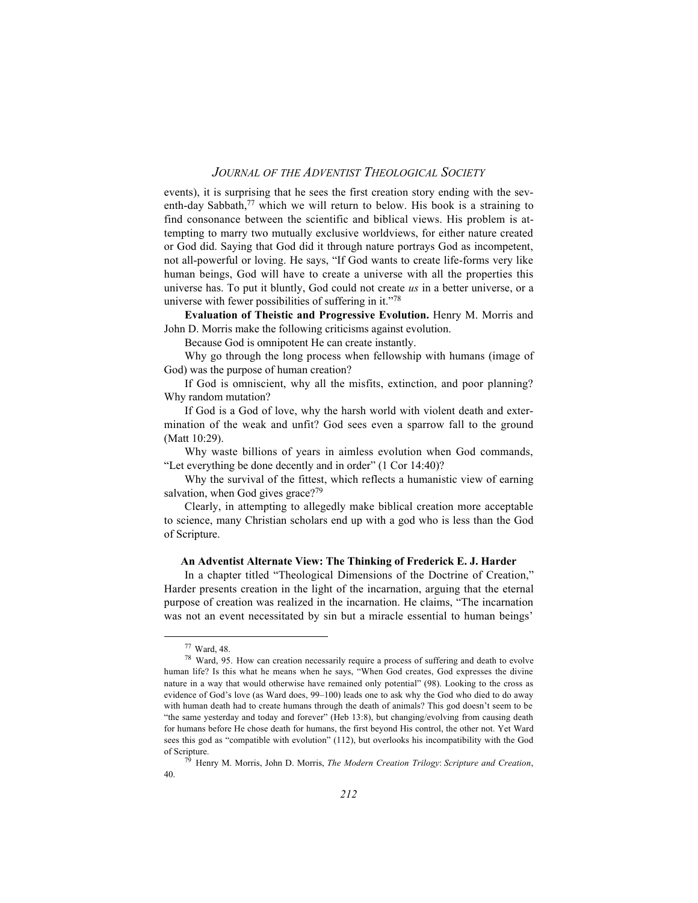events), it is surprising that he sees the first creation story ending with the seventh-day Sabbath,[77] which we will return to below. His book is a straining to find consonance between the scientific and biblical views. His problem is attempting to marry two mutually exclusive worldviews, for either nature created or God did. Saying that God did it through nature portrays God as incompetent, not all-powerful or loving. He says, "If God wants to create life-forms very like human beings, God will have to create a universe with all the properties this universe has. To put it bluntly, God could not create *us* in a better universe, or a universe with fewer possibilities of suffering in it."[78]

**Evaluation of Theistic and Progressive Evolution.** Henry M. Morris and John D. Morris make the following criticisms against evolution.

Because God is omnipotent He can create instantly.

Why go through the long process when fellowship with humans (image of God) was the purpose of human creation?

If God is omniscient, why all the misfits, extinction, and poor planning? Why random mutation?

If God is a God of love, why the harsh world with violent death and extermination of the weak and unfit? God sees even a sparrow fall to the ground (Matt 10:29).

Why waste billions of years in aimless evolution when God commands, "Let everything be done decently and in order" (1 Cor 14:40)?

Why the survival of the fittest, which reflects a humanistic view of earning salvation, when God gives grace?[79]

Clearly, in attempting to allegedly make biblical creation more acceptable to science, many Christian scholars end up with a god who is less than the God of Scripture.

### An Adventist Alternate View: The Thinking of Frederick E. J. Harder

In a chapter titled "Theological Dimensions of the Doctrine of Creation," Harder presents creation in the light of the incarnation, arguing that the eternal purpose of creation was realized in the incarnation. He claims, "The incarnation was not an event necessitated by sin but a miracle essential to human beings'

---

[77] Ward, 48.

[78] Ward, 95. How can creation necessarily require a process of suffering and death to evolve human life? Is this what he means when he says, "When God creates, God expresses the divine nature in a way that would otherwise have remained only potential" (98). Looking to the cross as evidence of God's love (as Ward does, 99–100) leads one to ask why the God who died to do away with human death had to create humans through the death of animals? This god doesn't seem to be "the same yesterday and today and forever" (Heb 13:8), but changing/evolving from causing death for humans before He chose death for humans, the first beyond His control, the other not. Yet Ward sees this god as "compatible with evolution" (112), but overlooks his incompatibility with the God of Scripture.

[79] Henry M. Morris, John D. Morris, *The Modern Creation Trilogy*: *Scripture and Creation*, 40.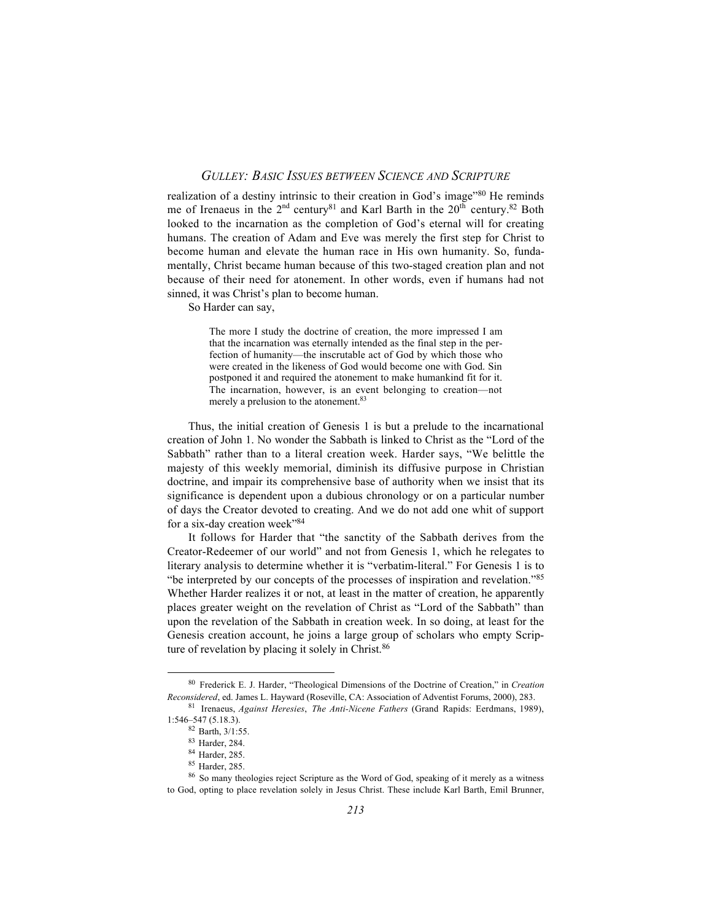realization of a destiny intrinsic to their creation in God's image"[80] He reminds me of Irenaeus in the 2nd century[81] and Karl Barth in the 20th century.[82] Both looked to the incarnation as the completion of God's eternal will for creating humans. The creation of Adam and Eve was merely the first step for Christ to become human and elevate the human race in His own humanity. So, fundamentally, Christ became human because of this two-staged creation plan and not because of their need for atonement. In other words, even if humans had not sinned, it was Christ's plan to become human.

So Harder can say,

> The more I study the doctrine of creation, the more impressed I am that the incarnation was eternally intended as the final step in the perfection of humanity—the inscrutable act of God by which those who were created in the likeness of God would become one with God. Sin postponed it and required the atonement to make humankind fit for it. The incarnation, however, is an event belonging to creation—not merely a prelusion to the atonement.[83]

Thus, the initial creation of Genesis 1 is but a prelude to the incarnational creation of John 1. No wonder the Sabbath is linked to Christ as the "Lord of the Sabbath" rather than to a literal creation week. Harder says, "We belittle the majesty of this weekly memorial, diminish its diffusive purpose in Christian doctrine, and impair its comprehensive base of authority when we insist that its significance is dependent upon a dubious chronology or on a particular number of days the Creator devoted to creating. And we do not add one whit of support for a six-day creation week"[84]

It follows for Harder that "the sanctity of the Sabbath derives from the Creator-Redeemer of our world" and not from Genesis 1, which he relegates to literary analysis to determine whether it is "verbatim-literal." For Genesis 1 is to "be interpreted by our concepts of the processes of inspiration and revelation."[85] Whether Harder realizes it or not, at least in the matter of creation, he apparently places greater weight on the revelation of Christ as "Lord of the Sabbath" than upon the revelation of the Sabbath in creation week. In so doing, at least for the Genesis creation account, he joins a large group of scholars who empty Scripture of revelation by placing it solely in Christ.[86]

---

[80] Frederick E. J. Harder, "Theological Dimensions of the Doctrine of Creation," in *Creation Reconsidered*, ed. James L. Hayward (Roseville, CA: Association of Adventist Forums, 2000), 283.

[81] Irenaeus, *Against Heresies*, *The Anti-Nicene Fathers* (Grand Rapids: Eerdmans, 1989), 1:546–547 (5.18.3).

[82] Barth, 3/1:55.

[83] Harder, 284.

[84] Harder, 285.

[85] Harder, 285.

[86] So many theologies reject Scripture as the Word of God, speaking of it merely as a witness to God, opting to place revelation solely in Jesus Christ. These include Karl Barth, Emil Brunner,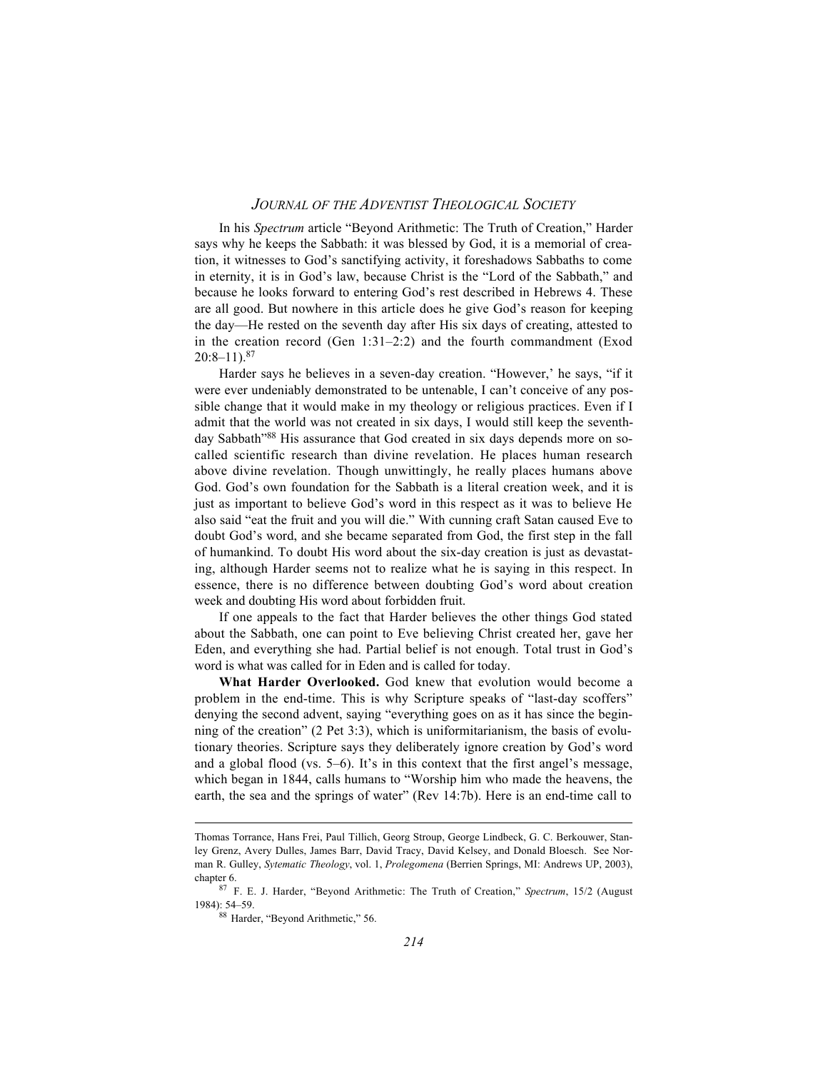In his *Spectrum* article "Beyond Arithmetic: The Truth of Creation," Harder says why he keeps the Sabbath: it was blessed by God, it is a memorial of creation, it witnesses to God's sanctifying activity, it foreshadows Sabbaths to come in eternity, it is in God's law, because Christ is the "Lord of the Sabbath," and because he looks forward to entering God's rest described in Hebrews 4. These are all good. But nowhere in this article does he give God's reason for keeping the day—He rested on the seventh day after His six days of creating, attested to in the creation record (Gen 1:31–2:2) and the fourth commandment (Exod 20:8–11).[87]

Harder says he believes in a seven-day creation. "However,' he says, "if it were ever undeniably demonstrated to be untenable, I can't conceive of any possible change that it would make in my theology or religious practices. Even if I admit that the world was not created in six days, I would still keep the seventh-day Sabbath"[88] His assurance that God created in six days depends more on so-called scientific research than divine revelation. He places human research above divine revelation. Though unwittingly, he really places humans above God. God's own foundation for the Sabbath is a literal creation week, and it is just as important to believe God's word in this respect as it was to believe He also said "eat the fruit and you will die." With cunning craft Satan caused Eve to doubt God's word, and she became separated from God, the first step in the fall of humankind. To doubt His word about the six-day creation is just as devastating, although Harder seems not to realize what he is saying in this respect. In essence, there is no difference between doubting God's word about creation week and doubting His word about forbidden fruit.

If one appeals to the fact that Harder believes the other things God stated about the Sabbath, one can point to Eve believing Christ created her, gave her Eden, and everything she had. Partial belief is not enough. Total trust in God's word is what was called for in Eden and is called for today.

**What Harder Overlooked.** God knew that evolution would become a problem in the end-time. This is why Scripture speaks of "last-day scoffers" denying the second advent, saying "everything goes on as it has since the beginning of the creation" (2 Pet 3:3), which is uniformitarianism, the basis of evolutionary theories. Scripture says they deliberately ignore creation by God's word and a global flood (vs. 5–6). It's in this context that the first angel's message, which began in 1844, calls humans to "Worship him who made the heavens, the earth, the sea and the springs of water" (Rev 14:7b). Here is an end-time call to

---

Thomas Torrance, Hans Frei, Paul Tillich, Georg Stroup, George Lindbeck, G. C. Berkouwer, Stanley Grenz, Avery Dulles, James Barr, David Tracy, David Kelsey, and Donald Bloesch. See Norman R. Gulley, *Sytematic Theology*, vol. 1, *Prolegomena* (Berrien Springs, MI: Andrews UP, 2003), chapter 6.

[87] F. E. J. Harder, "Beyond Arithmetic: The Truth of Creation," *Spectrum*, 15/2 (August 1984): 54–59.

[88] Harder, "Beyond Arithmetic," 56.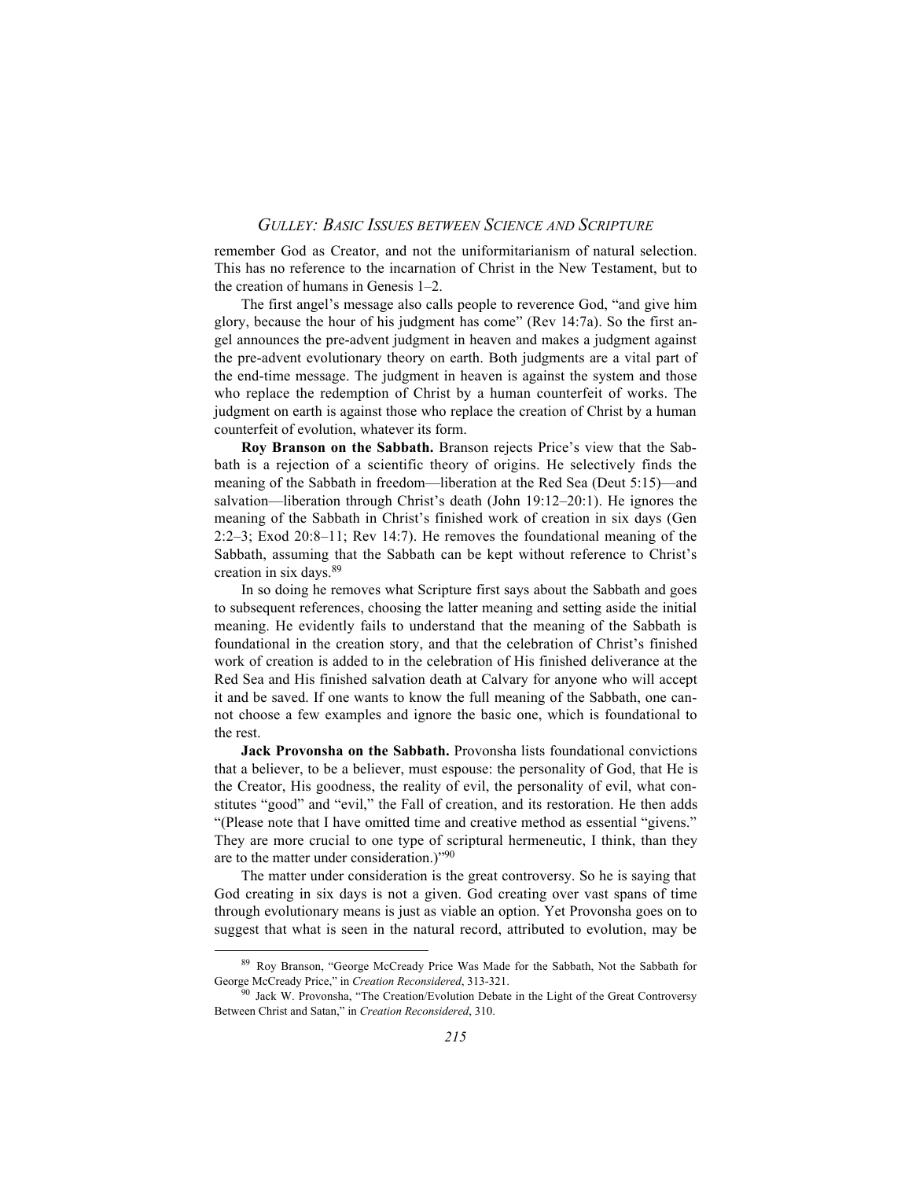remember God as Creator, and not the uniformitarianism of natural selection. This has no reference to the incarnation of Christ in the New Testament, but to the creation of humans in Genesis 1–2.

The first angel's message also calls people to reverence God, "and give him glory, because the hour of his judgment has come" (Rev 14:7a). So the first angel announces the pre-advent judgment in heaven and makes a judgment against the pre-advent evolutionary theory on earth. Both judgments are a vital part of the end-time message. The judgment in heaven is against the system and those who replace the redemption of Christ by a human counterfeit of works. The judgment on earth is against those who replace the creation of Christ by a human counterfeit of evolution, whatever its form.

**Roy Branson on the Sabbath.** Branson rejects Price's view that the Sabbath is a rejection of a scientific theory of origins. He selectively finds the meaning of the Sabbath in freedom—liberation at the Red Sea (Deut 5:15)—and salvation—liberation through Christ's death (John 19:12–20:1). He ignores the meaning of the Sabbath in Christ's finished work of creation in six days (Gen 2:2–3; Exod 20:8–11; Rev 14:7). He removes the foundational meaning of the Sabbath, assuming that the Sabbath can be kept without reference to Christ's creation in six days.[89]

In so doing he removes what Scripture first says about the Sabbath and goes to subsequent references, choosing the latter meaning and setting aside the initial meaning. He evidently fails to understand that the meaning of the Sabbath is foundational in the creation story, and that the celebration of Christ's finished work of creation is added to in the celebration of His finished deliverance at the Red Sea and His finished salvation death at Calvary for anyone who will accept it and be saved. If one wants to know the full meaning of the Sabbath, one cannot choose a few examples and ignore the basic one, which is foundational to the rest.

**Jack Provonsha on the Sabbath.** Provonsha lists foundational convictions that a believer, to be a believer, must espouse: the personality of God, that He is the Creator, His goodness, the reality of evil, the personality of evil, what constitutes "good" and "evil," the Fall of creation, and its restoration. He then adds "(Please note that I have omitted time and creative method as essential "givens." They are more crucial to one type of scriptural hermeneutic, I think, than they are to the matter under consideration.)"[90]

The matter under consideration is the great controversy. So he is saying that God creating in six days is not a given. God creating over vast spans of time through evolutionary means is just as viable an option. Yet Provonsha goes on to suggest that what is seen in the natural record, attributed to evolution, may be

---

[89] Roy Branson, "George McCready Price Was Made for the Sabbath, Not the Sabbath for George McCready Price," in *Creation Reconsidered*, 313-321.

[90] Jack W. Provonsha, "The Creation/Evolution Debate in the Light of the Great Controversy Between Christ and Satan," in *Creation Reconsidered*, 310.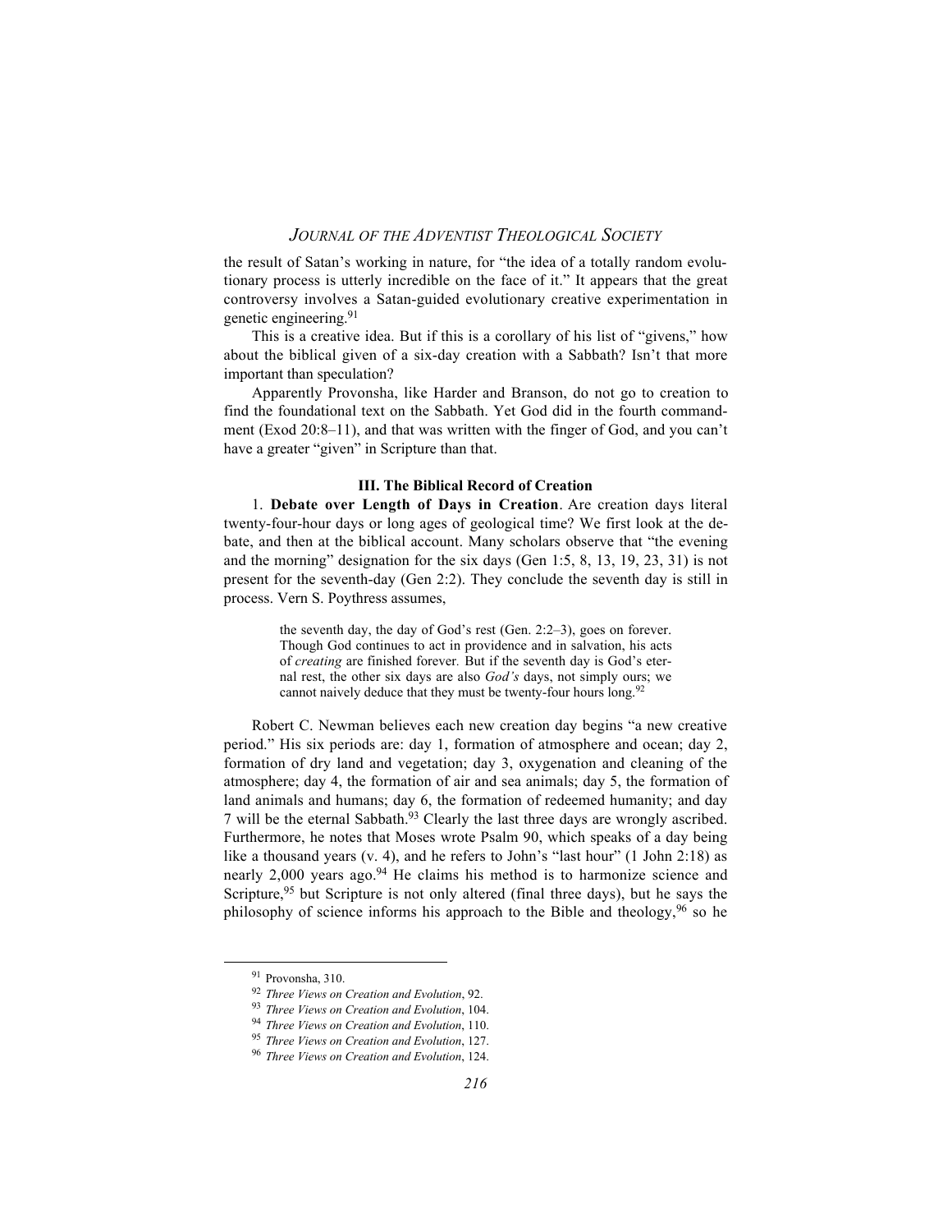the result of Satan's working in nature, for "the idea of a totally random evolutionary process is utterly incredible on the face of it." It appears that the great controversy involves a Satan-guided evolutionary creative experimentation in genetic engineering.[91]

This is a creative idea. But if this is a corollary of his list of "givens," how about the biblical given of a six-day creation with a Sabbath? Isn't that more important than speculation?

Apparently Provonsha, like Harder and Branson, do not go to creation to find the foundational text on the Sabbath. Yet God did in the fourth commandment (Exod 20:8–11), and that was written with the finger of God, and you can't have a greater "given" in Scripture than that.

### III. The Biblical Record of Creation

1. **Debate over Length of Days in Creation**. Are creation days literal twenty-four-hour days or long ages of geological time? We first look at the debate, and then at the biblical account. Many scholars observe that "the evening and the morning" designation for the six days (Gen 1:5, 8, 13, 19, 23, 31) is not present for the seventh-day (Gen 2:2). They conclude the seventh day is still in process. Vern S. Poythress assumes,

> the seventh day, the day of God's rest (Gen. 2:2–3), goes on forever. Though God continues to act in providence and in salvation, his acts of *creating* are finished forever. But if the seventh day is God's eternal rest, the other six days are also *God's* days, not simply ours; we cannot naively deduce that they must be twenty-four hours long.[92]

Robert C. Newman believes each new creation day begins "a new creative period." His six periods are: day 1, formation of atmosphere and ocean; day 2, formation of dry land and vegetation; day 3, oxygenation and cleaning of the atmosphere; day 4, the formation of air and sea animals; day 5, the formation of land animals and humans; day 6, the formation of redeemed humanity; and day 7 will be the eternal Sabbath.[93] Clearly the last three days are wrongly ascribed. Furthermore, he notes that Moses wrote Psalm 90, which speaks of a day being like a thousand years (v. 4), and he refers to John's "last hour" (1 John 2:18) as nearly 2,000 years ago.[94] He claims his method is to harmonize science and Scripture,[95] but Scripture is not only altered (final three days), but he says the philosophy of science informs his approach to the Bible and theology,[96] so he

---

[91] Provonsha, 310.

[92] *Three Views on Creation and Evolution*, 92.

[93] *Three Views on Creation and Evolution*, 104.

[94] *Three Views on Creation and Evolution*, 110.

[95] *Three Views on Creation and Evolution*, 127.

[96] *Three Views on Creation and Evolution*, 124.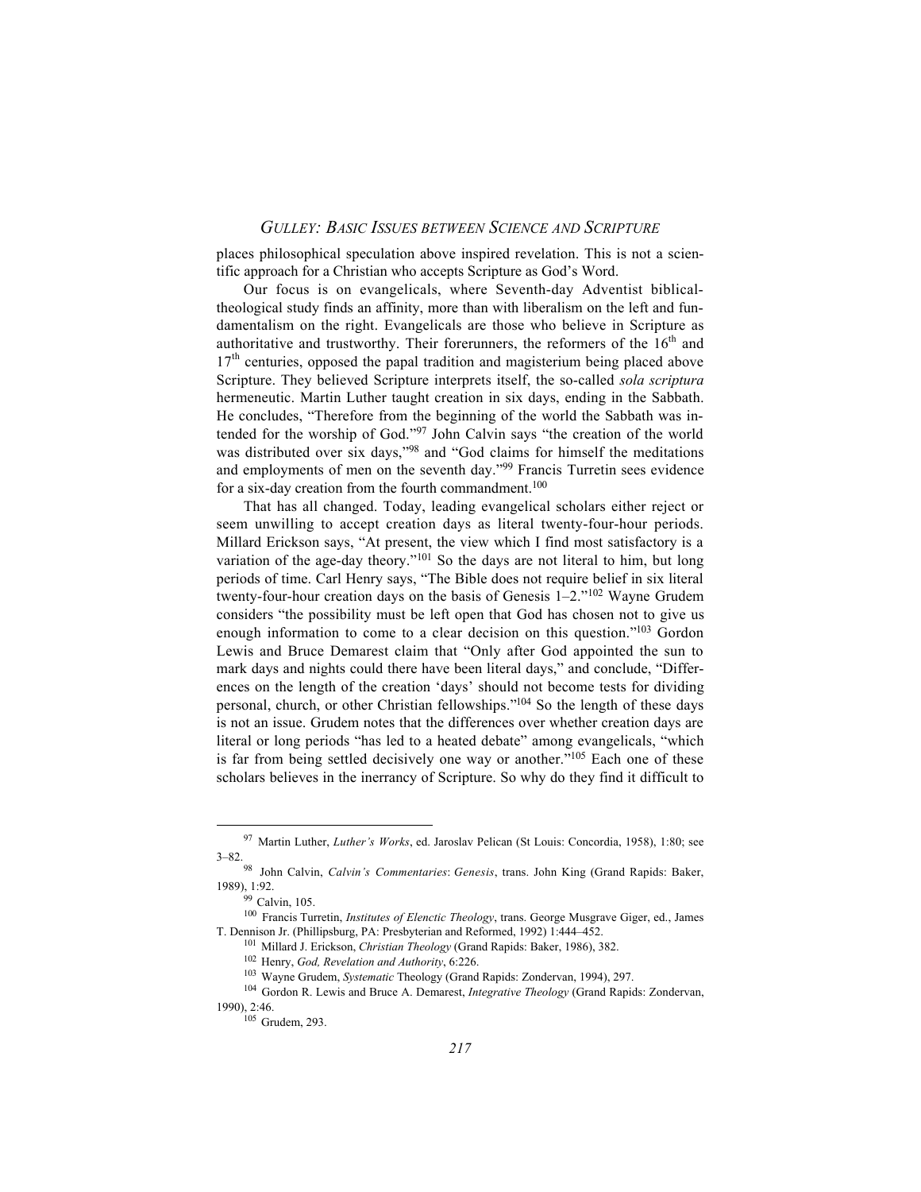places philosophical speculation above inspired revelation. This is not a scientific approach for a Christian who accepts Scripture as God's Word.

Our focus is on evangelicals, where Seventh-day Adventist biblical-theological study finds an affinity, more than with liberalism on the left and fundamentalism on the right. Evangelicals are those who believe in Scripture as authoritative and trustworthy. Their forerunners, the reformers of the 16th and 17th centuries, opposed the papal tradition and magisterium being placed above Scripture. They believed Scripture interprets itself, the so-called *sola scriptura* hermeneutic. Martin Luther taught creation in six days, ending in the Sabbath. He concludes, "Therefore from the beginning of the world the Sabbath was intended for the worship of God."[97] John Calvin says "the creation of the world was distributed over six days,"[98] and "God claims for himself the meditations and employments of men on the seventh day."[99] Francis Turretin sees evidence for a six-day creation from the fourth commandment.[100]

That has all changed. Today, leading evangelical scholars either reject or seem unwilling to accept creation days as literal twenty-four-hour periods. Millard Erickson says, "At present, the view which I find most satisfactory is a variation of the age-day theory."[101] So the days are not literal to him, but long periods of time. Carl Henry says, "The Bible does not require belief in six literal twenty-four-hour creation days on the basis of Genesis 1–2."[102] Wayne Grudem considers "the possibility must be left open that God has chosen not to give us enough information to come to a clear decision on this question."[103] Gordon Lewis and Bruce Demarest claim that "Only after God appointed the sun to mark days and nights could there have been literal days," and conclude, "Differences on the length of the creation 'days' should not become tests for dividing personal, church, or other Christian fellowships."[104] So the length of these days is not an issue. Grudem notes that the differences over whether creation days are literal or long periods "has led to a heated debate" among evangelicals, "which is far from being settled decisively one way or another."[105] Each one of these scholars believes in the inerrancy of Scripture. So why do they find it difficult to

---

[97] Martin Luther, *Luther's Works*, ed. Jaroslav Pelican (St Louis: Concordia, 1958), 1:80; see 3–82.

[98] John Calvin, *Calvin's Commentaries*: *Genesis*, trans. John King (Grand Rapids: Baker, 1989), 1:92.

[99] Calvin, 105.

[100] Francis Turretin, *Institutes of Elenctic Theology*, trans. George Musgrave Giger, ed., James T. Dennison Jr. (Phillipsburg, PA: Presbyterian and Reformed, 1992) 1:444–452.

[101] Millard J. Erickson, *Christian Theology* (Grand Rapids: Baker, 1986), 382.

[102] Henry, *God, Revelation and Authority*, 6:226.

[103] Wayne Grudem, *Systematic* Theology (Grand Rapids: Zondervan, 1994), 297.

[104] Gordon R. Lewis and Bruce A. Demarest, *Integrative Theology* (Grand Rapids: Zondervan, 1990), 2:46.

[105] Grudem, 293.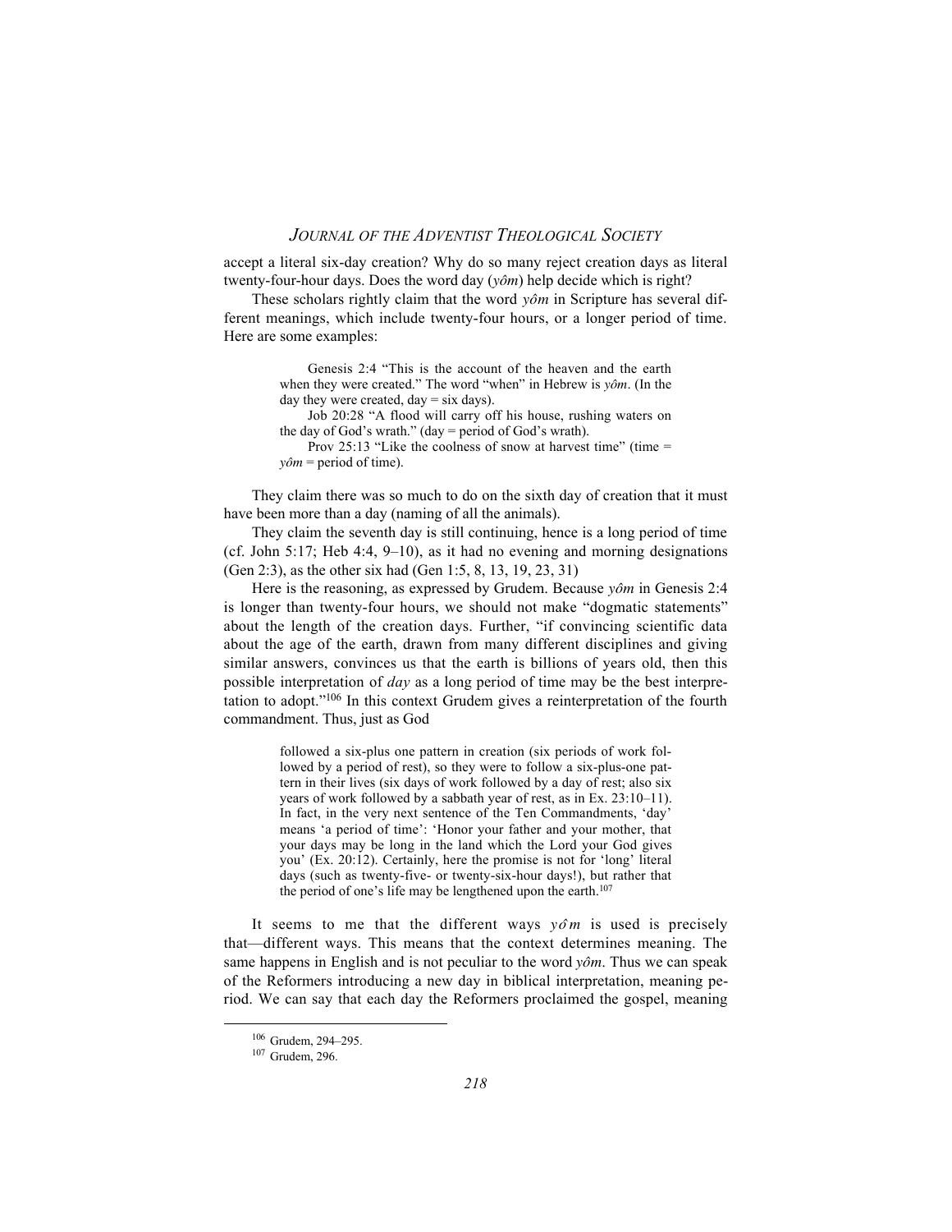accept a literal six-day creation? Why do so many reject creation days as literal twenty-four-hour days. Does the word day (*yôm*) help decide which is right?

These scholars rightly claim that the word *yôm* in Scripture has several different meanings, which include twenty-four hours, or a longer period of time. Here are some examples:

> Genesis 2:4 "This is the account of the heaven and the earth when they were created." The word "when" in Hebrew is *yôm*. (In the day they were created, day = six days).
>
> Job 20:28 "A flood will carry off his house, rushing waters on the day of God's wrath." (day = period of God's wrath).
>
> Prov 25:13 "Like the coolness of snow at harvest time" (time = *yôm* = period of time).

They claim there was so much to do on the sixth day of creation that it must have been more than a day (naming of all the animals).

They claim the seventh day is still continuing, hence is a long period of time (cf. John 5:17; Heb 4:4, 9–10), as it had no evening and morning designations (Gen 2:3), as the other six had (Gen 1:5, 8, 13, 19, 23, 31)

Here is the reasoning, as expressed by Grudem. Because *yôm* in Genesis 2:4 is longer than twenty-four hours, we should not make "dogmatic statements" about the length of the creation days. Further, "if convincing scientific data about the age of the earth, drawn from many different disciplines and giving similar answers, convinces us that the earth is billions of years old, then this possible interpretation of *day* as a long period of time may be the best interpretation to adopt."[106] In this context Grudem gives a reinterpretation of the fourth commandment. Thus, just as God

> followed a six-plus one pattern in creation (six periods of work followed by a period of rest), so they were to follow a six-plus-one pattern in their lives (six days of work followed by a day of rest; also six years of work followed by a sabbath year of rest, as in Ex. 23:10–11). In fact, in the very next sentence of the Ten Commandments, 'day' means 'a period of time': 'Honor your father and your mother, that your days may be long in the land which the Lord your God gives you' (Ex. 20:12). Certainly, here the promise is not for 'long' literal days (such as twenty-five- or twenty-six-hour days!), but rather that the period of one's life may be lengthened upon the earth.[107]

It seems to me that the different ways *yôm* is used is precisely that—different ways. This means that the context determines meaning. The same happens in English and is not peculiar to the word *yôm*. Thus we can speak of the Reformers introducing a new day in biblical interpretation, meaning period. We can say that each day the Reformers proclaimed the gospel, meaning

---

[106] Grudem, 294–295.

[107] Grudem, 296.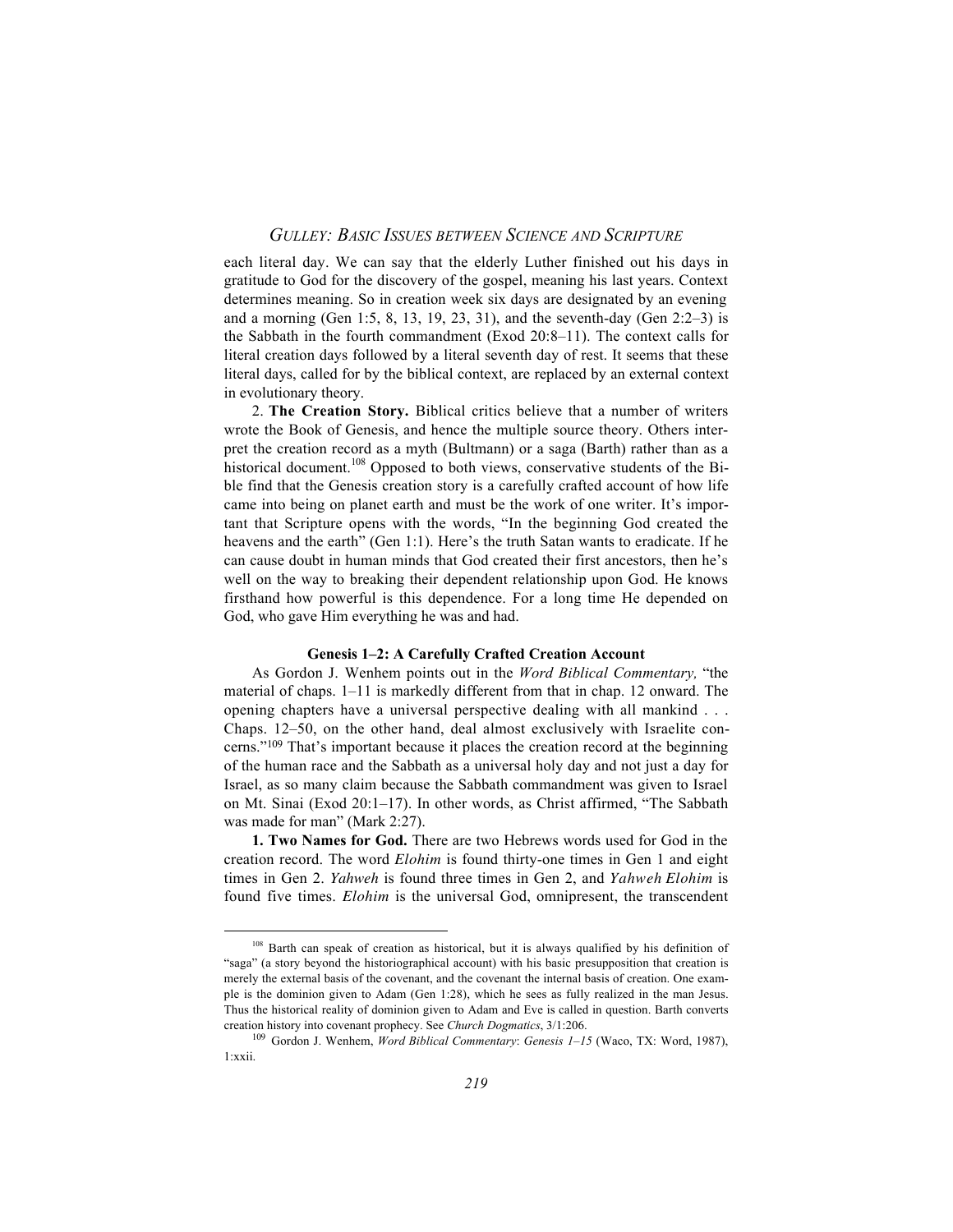each literal day. We can say that the elderly Luther finished out his days in gratitude to God for the discovery of the gospel, meaning his last years. Context determines meaning. So in creation week six days are designated by an evening and a morning (Gen 1:5, 8, 13, 19, 23, 31), and the seventh-day (Gen 2:2–3) is the Sabbath in the fourth commandment (Exod 20:8–11). The context calls for literal creation days followed by a literal seventh day of rest. It seems that these literal days, called for by the biblical context, are replaced by an external context in evolutionary theory.

2. **The Creation Story.** Biblical critics believe that a number of writers wrote the Book of Genesis, and hence the multiple source theory. Others interpret the creation record as a myth (Bultmann) or a saga (Barth) rather than as a historical document.[108] Opposed to both views, conservative students of the Bible find that the Genesis creation story is a carefully crafted account of how life came into being on planet earth and must be the work of one writer. It's important that Scripture opens with the words, "In the beginning God created the heavens and the earth" (Gen 1:1). Here's the truth Satan wants to eradicate. If he can cause doubt in human minds that God created their first ancestors, then he's well on the way to breaking their dependent relationship upon God. He knows firsthand how powerful is this dependence. For a long time He depended on God, who gave Him everything he was and had.

### Genesis 1–2: A Carefully Crafted Creation Account

As Gordon J. Wenhem points out in the *Word Biblical Commentary,* "the material of chaps. 1–11 is markedly different from that in chap. 12 onward. The opening chapters have a universal perspective dealing with all mankind . . . Chaps. 12–50, on the other hand, deal almost exclusively with Israelite concerns."[109] That's important because it places the creation record at the beginning of the human race and the Sabbath as a universal holy day and not just a day for Israel, as so many claim because the Sabbath commandment was given to Israel on Mt. Sinai (Exod 20:1–17). In other words, as Christ affirmed, "The Sabbath was made for man" (Mark 2:27).

**1. Two Names for God.** There are two Hebrews words used for God in the creation record. The word *Elohim* is found thirty-one times in Gen 1 and eight times in Gen 2. *Yahweh* is found three times in Gen 2, and *Yahweh Elohim* is found five times. *Elohim* is the universal God, omnipresent, the transcendent

---

[108] Barth can speak of creation as historical, but it is always qualified by his definition of "saga" (a story beyond the historiographical account) with his basic presupposition that creation is merely the external basis of the covenant, and the covenant the internal basis of creation. One example is the dominion given to Adam (Gen 1:28), which he sees as fully realized in the man Jesus. Thus the historical reality of dominion given to Adam and Eve is called in question. Barth converts creation history into covenant prophecy. See *Church Dogmatics*, 3/1:206.

[109] Gordon J. Wenhem, *Word Biblical Commentary*: *Genesis 1–15* (Waco, TX: Word, 1987), 1:xxii.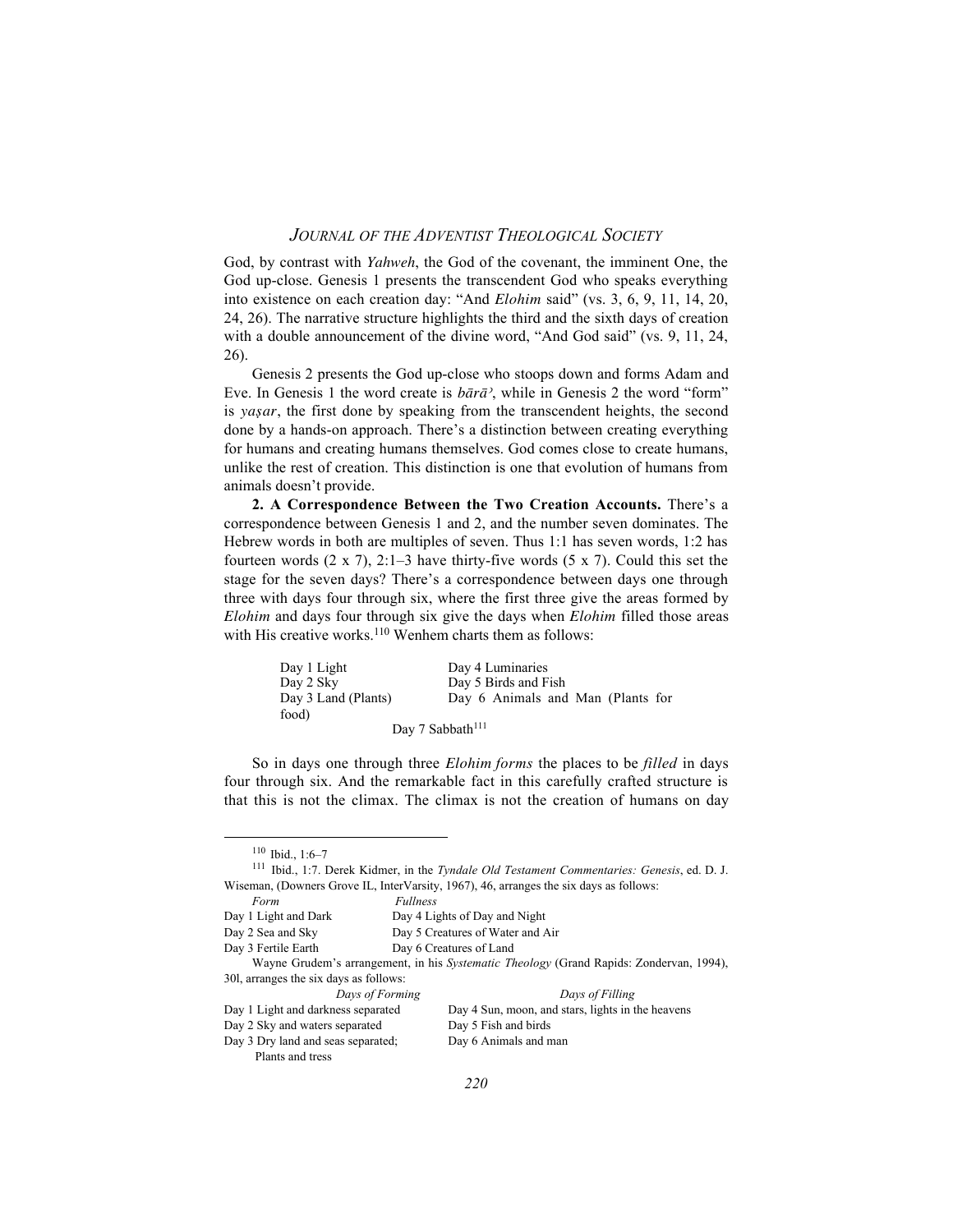God, by contrast with *Yahweh*, the God of the covenant, the imminent One, the God up-close. Genesis 1 presents the transcendent God who speaks everything into existence on each creation day: "And *Elohim* said" (vs. 3, 6, 9, 11, 14, 20, 24, 26). The narrative structure highlights the third and the sixth days of creation with a double announcement of the divine word, "And God said" (vs. 9, 11, 24, 26).

Genesis 2 presents the God up-close who stoops down and forms Adam and Eve. In Genesis 1 the word create is *bārā'*, while in Genesis 2 the word "form" is *yaṣar*, the first done by speaking from the transcendent heights, the second done by a hands-on approach. There's a distinction between creating everything for humans and creating humans themselves. God comes close to create humans, unlike the rest of creation. This distinction is one that evolution of humans from animals doesn't provide.

**2. A Correspondence Between the Two Creation Accounts.** There's a correspondence between Genesis 1 and 2, and the number seven dominates. The Hebrew words in both are multiples of seven. Thus 1:1 has seven words, 1:2 has fourteen words (2 x 7), 2:1–3 have thirty-five words (5 x 7). Could this set the stage for the seven days? There's a correspondence between days one through three with days four through six, where the first three give the areas formed by *Elohim* and days four through six give the days when *Elohim* filled those areas with His creative works.[110] Wenhem charts them as follows:

| | |
|---|---|
| Day 1 Light | Day 4 Luminaries |
| Day 2 Sky | Day 5 Birds and Fish |
| Day 3 Land (Plants) | Day 6 Animals and Man (Plants for food) |

Day 7 Sabbath[111]

So in days one through three *Elohim forms* the places to be *filled* in days four through six. And the remarkable fact in this carefully crafted structure is that this is not the climax. The climax is not the creation of humans on day

---

[110] Ibid., 1:6–7

[111] Ibid., 1:7. Derek Kidmer, in the *Tyndale Old Testament Commentaries: Genesis*, ed. D. J. Wiseman, (Downers Grove IL, InterVarsity, 1967), 46, arranges the six days as follows:

| *Form* | *Fullness* |
|---|---|
| Day 1 Light and Dark | Day 4 Lights of Day and Night |
| Day 2 Sea and Sky | Day 5 Creatures of Water and Air |
| Day 3 Fertile Earth | Day 6 Creatures of Land |

Wayne Grudem's arrangement, in his *Systematic Theology* (Grand Rapids: Zondervan, 1994), 30l, arranges the six days as follows:

| *Days of Forming* | *Days of Filling* |
|---|---|
| Day 1 Light and darkness separated | Day 4 Sun, moon, and stars, lights in the heavens |
| Day 2 Sky and waters separated | Day 5 Fish and birds |
| Day 3 Dry land and seas separated; Plants and tress | Day 6 Animals and man |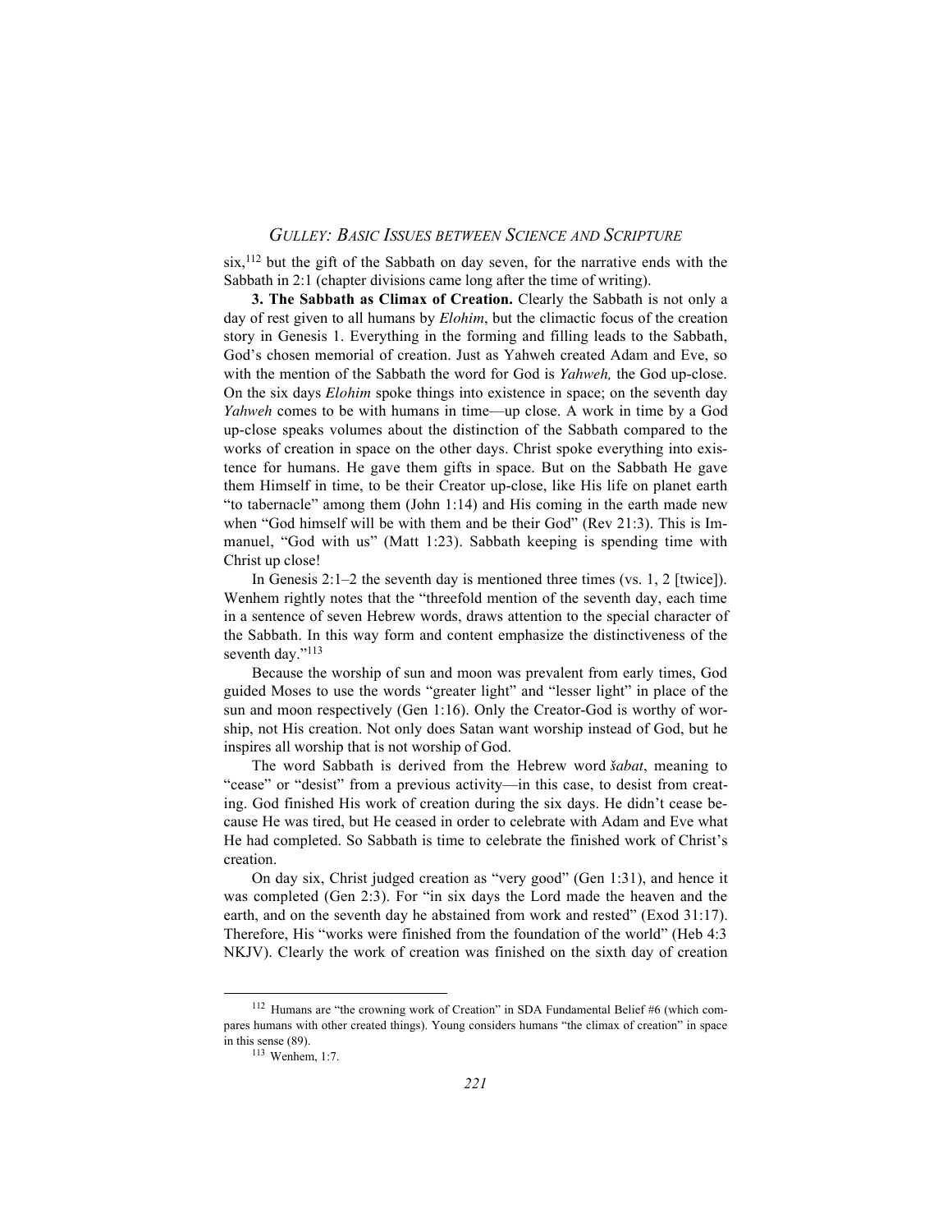six,[112] but the gift of the Sabbath on day seven, for the narrative ends with the Sabbath in 2:1 (chapter divisions came long after the time of writing).

**3. The Sabbath as Climax of Creation.** Clearly the Sabbath is not only a day of rest given to all humans by *Elohim*, but the climactic focus of the creation story in Genesis 1. Everything in the forming and filling leads to the Sabbath, God's chosen memorial of creation. Just as Yahweh created Adam and Eve, so with the mention of the Sabbath the word for God is *Yahweh,* the God up-close. On the six days *Elohim* spoke things into existence in space; on the seventh day *Yahweh* comes to be with humans in time—up close. A work in time by a God up-close speaks volumes about the distinction of the Sabbath compared to the works of creation in space on the other days. Christ spoke everything into existence for humans. He gave them gifts in space. But on the Sabbath He gave them Himself in time, to be their Creator up-close, like His life on planet earth "to tabernacle" among them (John 1:14) and His coming in the earth made new when "God himself will be with them and be their God" (Rev 21:3). This is Immanuel, "God with us" (Matt 1:23). Sabbath keeping is spending time with Christ up close!

In Genesis 2:1–2 the seventh day is mentioned three times (vs. 1, 2 [twice]). Wenhem rightly notes that the "threefold mention of the seventh day, each time in a sentence of seven Hebrew words, draws attention to the special character of the Sabbath. In this way form and content emphasize the distinctiveness of the seventh day."[113]

Because the worship of sun and moon was prevalent from early times, God guided Moses to use the words "greater light" and "lesser light" in place of the sun and moon respectively (Gen 1:16). Only the Creator-God is worthy of worship, not His creation. Not only does Satan want worship instead of God, but he inspires all worship that is not worship of God.

The word Sabbath is derived from the Hebrew word *šabat*, meaning to "cease" or "desist" from a previous activity—in this case, to desist from creating. God finished His work of creation during the six days. He didn't cease because He was tired, but He ceased in order to celebrate with Adam and Eve what He had completed. So Sabbath is time to celebrate the finished work of Christ's creation.

On day six, Christ judged creation as "very good" (Gen 1:31), and hence it was completed (Gen 2:3). For "in six days the Lord made the heaven and the earth, and on the seventh day he abstained from work and rested" (Exod 31:17). Therefore, His "works were finished from the foundation of the world" (Heb 4:3 NKJV). Clearly the work of creation was finished on the sixth day of creation

[112] Humans are "the crowning work of Creation" in SDA Fundamental Belief #6 (which compares humans with other created things). Young considers humans "the climax of creation" in space in this sense (89).

[113] Wenhem, 1:7.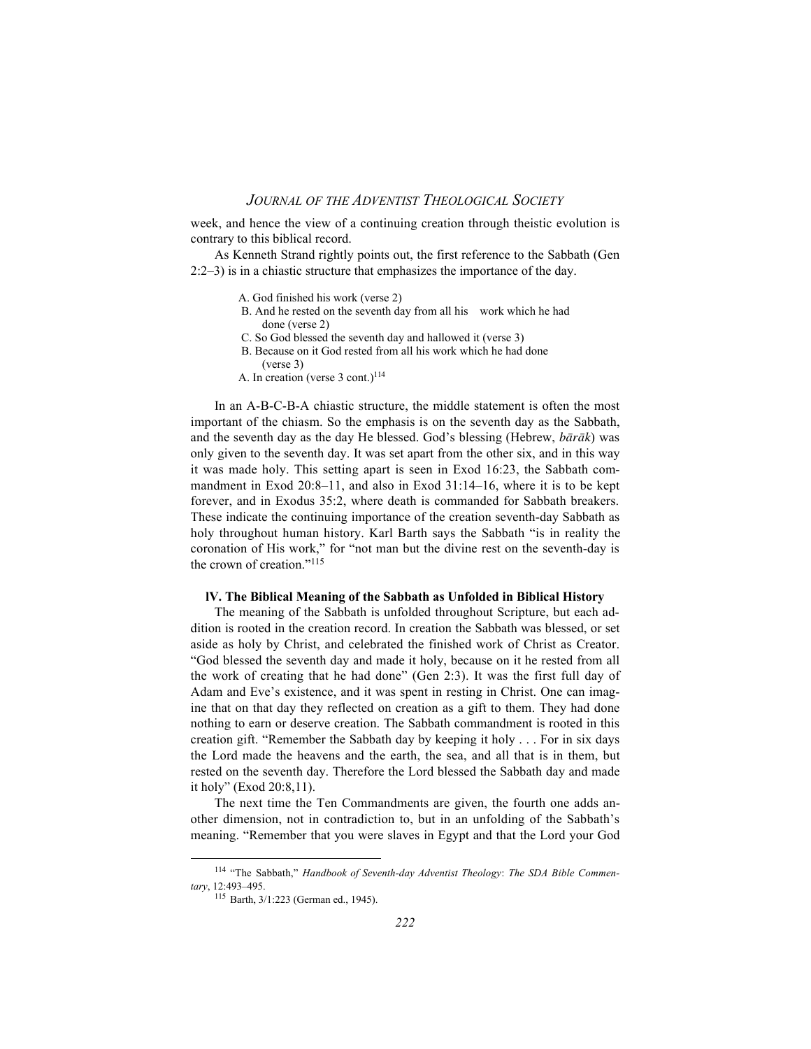week, and hence the view of a continuing creation through theistic evolution is contrary to this biblical record.

As Kenneth Strand rightly points out, the first reference to the Sabbath (Gen 2:2–3) is in a chiastic structure that emphasizes the importance of the day.

A. God finished his work (verse 2)
B. And he rested on the seventh day from all his work which he had done (verse 2)
C. So God blessed the seventh day and hallowed it (verse 3)
B. Because on it God rested from all his work which he had done (verse 3)
A. In creation (verse 3 cont.)[114]

In an A-B-C-B-A chiastic structure, the middle statement is often the most important of the chiasm. So the emphasis is on the seventh day as the Sabbath, and the seventh day as the day He blessed. God's blessing (Hebrew, *bārāk*) was only given to the seventh day. It was set apart from the other six, and in this way it was made holy. This setting apart is seen in Exod 16:23, the Sabbath commandment in Exod 20:8–11, and also in Exod 31:14–16, where it is to be kept forever, and in Exodus 35:2, where death is commanded for Sabbath breakers. These indicate the continuing importance of the creation seventh-day Sabbath as holy throughout human history. Karl Barth says the Sabbath "is in reality the coronation of His work," for "not man but the divine rest on the seventh-day is the crown of creation."[115]

## IV. The Biblical Meaning of the Sabbath as Unfolded in Biblical History

The meaning of the Sabbath is unfolded throughout Scripture, but each addition is rooted in the creation record. In creation the Sabbath was blessed, or set aside as holy by Christ, and celebrated the finished work of Christ as Creator. "God blessed the seventh day and made it holy, because on it he rested from all the work of creating that he had done" (Gen 2:3). It was the first full day of Adam and Eve's existence, and it was spent in resting in Christ. One can imagine that on that day they reflected on creation as a gift to them. They had done nothing to earn or deserve creation. The Sabbath commandment is rooted in this creation gift. "Remember the Sabbath day by keeping it holy . . . For in six days the Lord made the heavens and the earth, the sea, and all that is in them, but rested on the seventh day. Therefore the Lord blessed the Sabbath day and made it holy" (Exod 20:8,11).

The next time the Ten Commandments are given, the fourth one adds another dimension, not in contradiction to, but in an unfolding of the Sabbath's meaning. "Remember that you were slaves in Egypt and that the Lord your God

---

[114] "The Sabbath," *Handbook of Seventh-day Adventist Theology*: *The SDA Bible Commentary*, 12:493–495.

[115] Barth, 3/1:223 (German ed., 1945).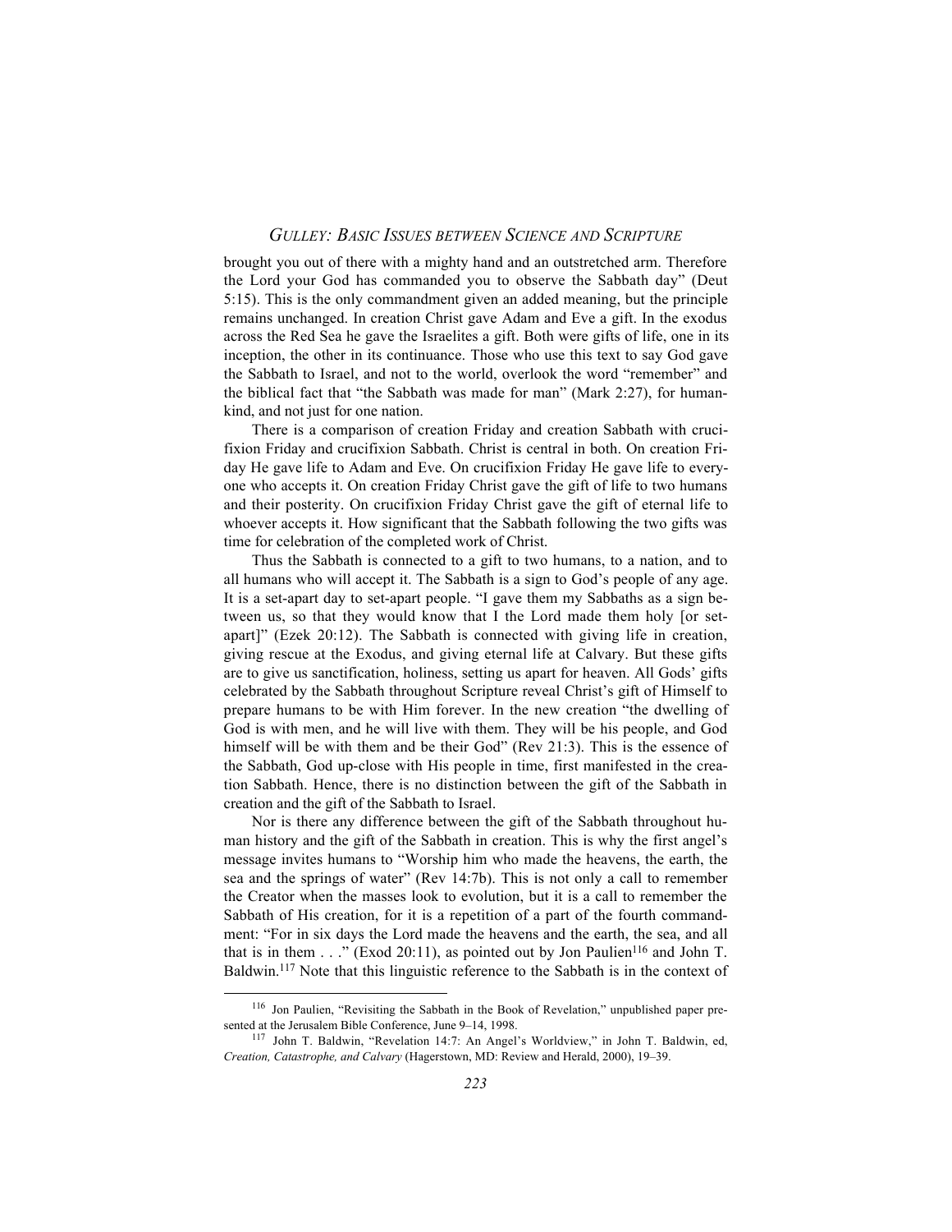brought you out of there with a mighty hand and an outstretched arm. Therefore the Lord your God has commanded you to observe the Sabbath day" (Deut 5:15). This is the only commandment given an added meaning, but the principle remains unchanged. In creation Christ gave Adam and Eve a gift. In the exodus across the Red Sea he gave the Israelites a gift. Both were gifts of life, one in its inception, the other in its continuance. Those who use this text to say God gave the Sabbath to Israel, and not to the world, overlook the word "remember" and the biblical fact that "the Sabbath was made for man" (Mark 2:27), for humankind, and not just for one nation.

There is a comparison of creation Friday and creation Sabbath with crucifixion Friday and crucifixion Sabbath. Christ is central in both. On creation Friday He gave life to Adam and Eve. On crucifixion Friday He gave life to everyone who accepts it. On creation Friday Christ gave the gift of life to two humans and their posterity. On crucifixion Friday Christ gave the gift of eternal life to whoever accepts it. How significant that the Sabbath following the two gifts was time for celebration of the completed work of Christ.

Thus the Sabbath is connected to a gift to two humans, to a nation, and to all humans who will accept it. The Sabbath is a sign to God's people of any age. It is a set-apart day to set-apart people. "I gave them my Sabbaths as a sign between us, so that they would know that I the Lord made them holy [or set-apart]" (Ezek 20:12). The Sabbath is connected with giving life in creation, giving rescue at the Exodus, and giving eternal life at Calvary. But these gifts are to give us sanctification, holiness, setting us apart for heaven. All Gods' gifts celebrated by the Sabbath throughout Scripture reveal Christ's gift of Himself to prepare humans to be with Him forever. In the new creation "the dwelling of God is with men, and he will live with them. They will be his people, and God himself will be with them and be their God" (Rev 21:3). This is the essence of the Sabbath, God up-close with His people in time, first manifested in the creation Sabbath. Hence, there is no distinction between the gift of the Sabbath in creation and the gift of the Sabbath to Israel.

Nor is there any difference between the gift of the Sabbath throughout human history and the gift of the Sabbath in creation. This is why the first angel's message invites humans to "Worship him who made the heavens, the earth, the sea and the springs of water" (Rev 14:7b). This is not only a call to remember the Creator when the masses look to evolution, but it is a call to remember the Sabbath of His creation, for it is a repetition of a part of the fourth commandment: "For in six days the Lord made the heavens and the earth, the sea, and all that is in them . . ." (Exod 20:11), as pointed out by Jon Paulien[116] and John T. Baldwin.[117] Note that this linguistic reference to the Sabbath is in the context of

---

[116] Jon Paulien, "Revisiting the Sabbath in the Book of Revelation," unpublished paper presented at the Jerusalem Bible Conference, June 9–14, 1998.

[117] John T. Baldwin, "Revelation 14:7: An Angel's Worldview," in John T. Baldwin, ed, *Creation, Catastrophe, and Calvary* (Hagerstown, MD: Review and Herald, 2000), 19–39.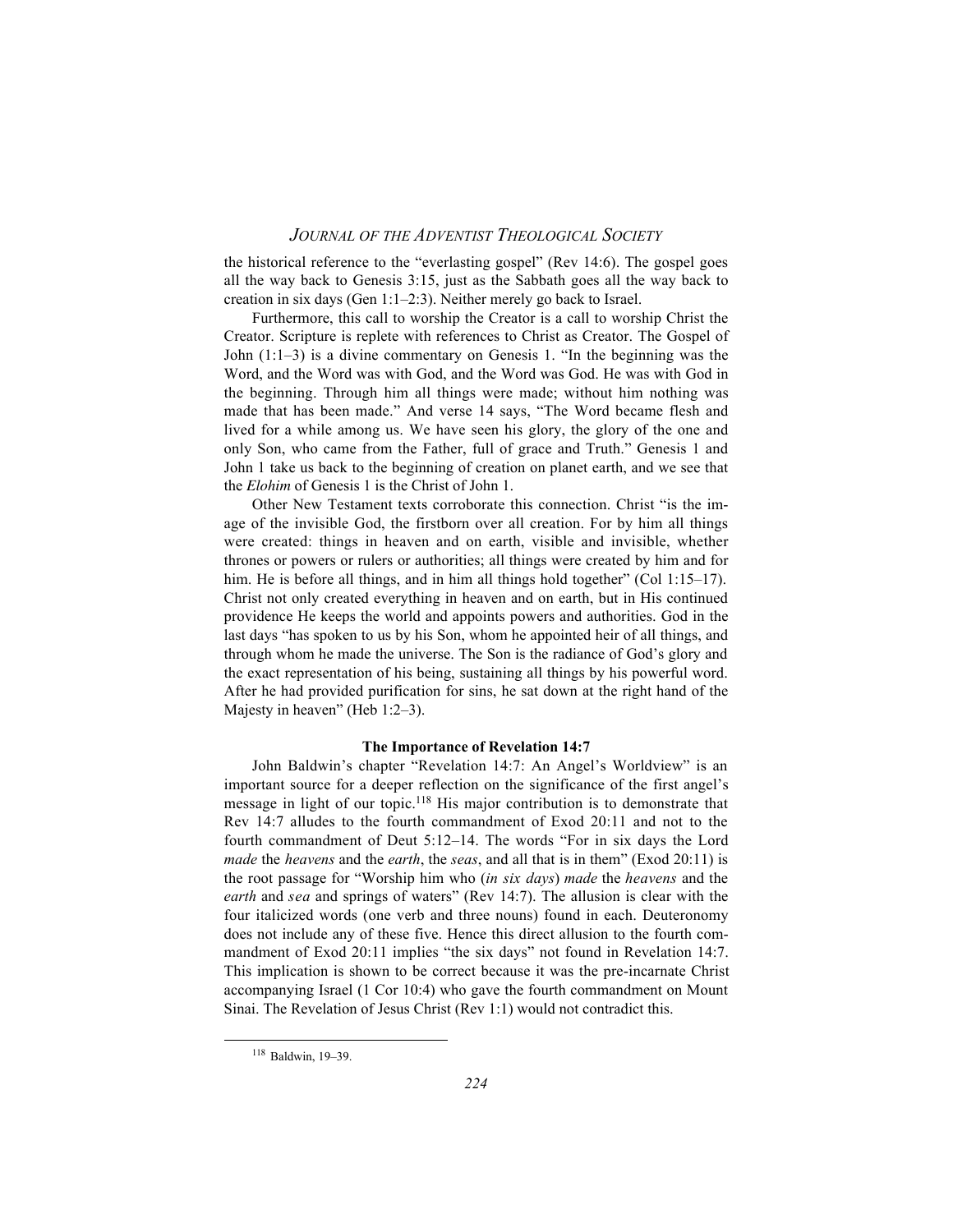the historical reference to the "everlasting gospel" (Rev 14:6). The gospel goes all the way back to Genesis 3:15, just as the Sabbath goes all the way back to creation in six days (Gen 1:1–2:3). Neither merely go back to Israel.

Furthermore, this call to worship the Creator is a call to worship Christ the Creator. Scripture is replete with references to Christ as Creator. The Gospel of John (1:1–3) is a divine commentary on Genesis 1. "In the beginning was the Word, and the Word was with God, and the Word was God. He was with God in the beginning. Through him all things were made; without him nothing was made that has been made." And verse 14 says, "The Word became flesh and lived for a while among us. We have seen his glory, the glory of the one and only Son, who came from the Father, full of grace and Truth." Genesis 1 and John 1 take us back to the beginning of creation on planet earth, and we see that the *Elohim* of Genesis 1 is the Christ of John 1.

Other New Testament texts corroborate this connection. Christ "is the image of the invisible God, the firstborn over all creation. For by him all things were created: things in heaven and on earth, visible and invisible, whether thrones or powers or rulers or authorities; all things were created by him and for him. He is before all things, and in him all things hold together" (Col 1:15–17). Christ not only created everything in heaven and on earth, but in His continued providence He keeps the world and appoints powers and authorities. God in the last days "has spoken to us by his Son, whom he appointed heir of all things, and through whom he made the universe. The Son is the radiance of God's glory and the exact representation of his being, sustaining all things by his powerful word. After he had provided purification for sins, he sat down at the right hand of the Majesty in heaven" (Heb 1:2–3).

### The Importance of Revelation 14:7

John Baldwin's chapter "Revelation 14:7: An Angel's Worldview" is an important source for a deeper reflection on the significance of the first angel's message in light of our topic.[118] His major contribution is to demonstrate that Rev 14:7 alludes to the fourth commandment of Exod 20:11 and not to the fourth commandment of Deut 5:12–14. The words "For in six days the Lord *made* the *heavens* and the *earth*, the *seas*, and all that is in them" (Exod 20:11) is the root passage for "Worship him who (*in six days*) *made* the *heavens* and the *earth* and *sea* and springs of waters" (Rev 14:7). The allusion is clear with the four italicized words (one verb and three nouns) found in each. Deuteronomy does not include any of these five. Hence this direct allusion to the fourth commandment of Exod 20:11 implies "the six days" not found in Revelation 14:7. This implication is shown to be correct because it was the pre-incarnate Christ accompanying Israel (1 Cor 10:4) who gave the fourth commandment on Mount Sinai. The Revelation of Jesus Christ (Rev 1:1) would not contradict this.

---

[118] Baldwin, 19–39.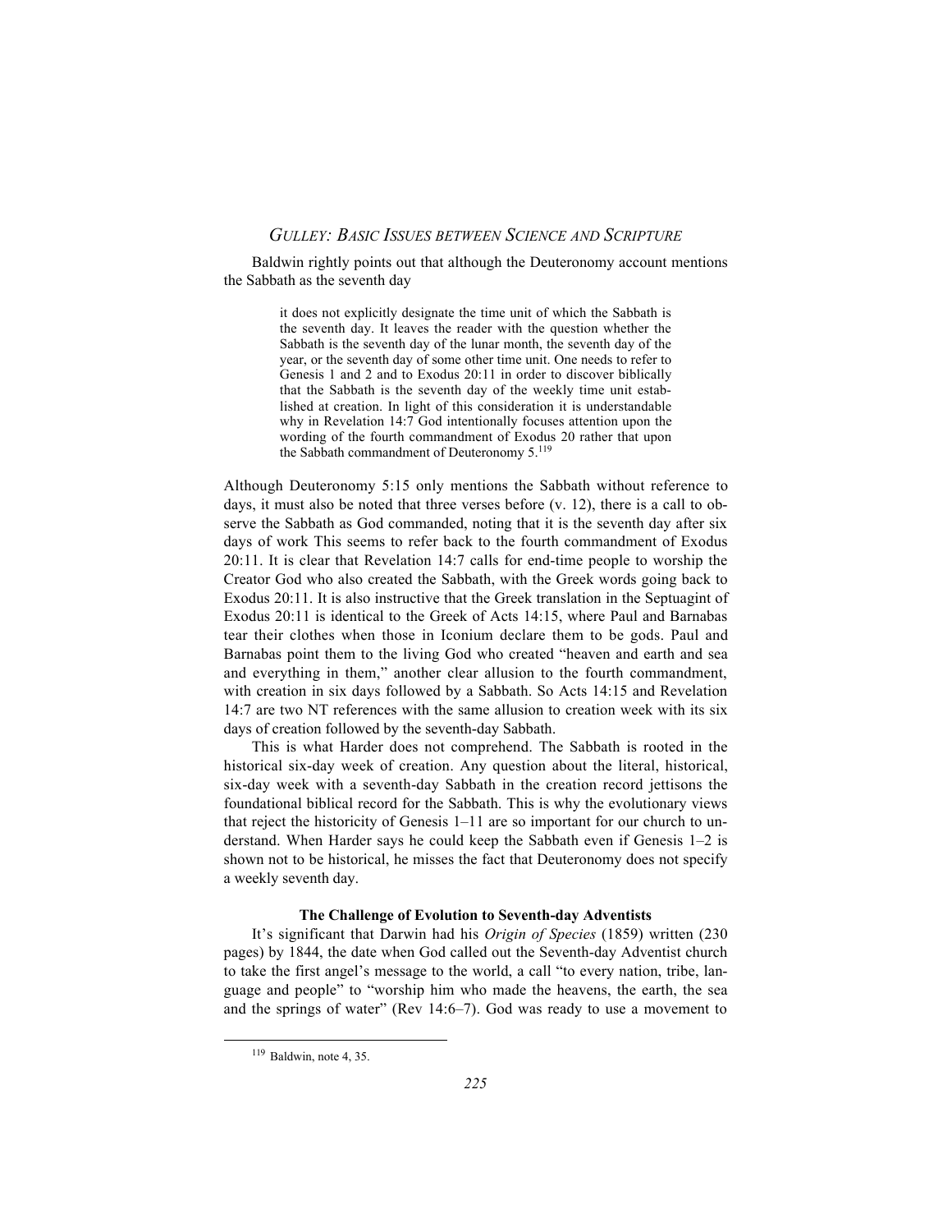Baldwin rightly points out that although the Deuteronomy account mentions the Sabbath as the seventh day

> it does not explicitly designate the time unit of which the Sabbath is the seventh day. It leaves the reader with the question whether the Sabbath is the seventh day of the lunar month, the seventh day of the year, or the seventh day of some other time unit. One needs to refer to Genesis 1 and 2 and to Exodus 20:11 in order to discover biblically that the Sabbath is the seventh day of the weekly time unit established at creation. In light of this consideration it is understandable why in Revelation 14:7 God intentionally focuses attention upon the wording of the fourth commandment of Exodus 20 rather that upon the Sabbath commandment of Deuteronomy 5.[119]

Although Deuteronomy 5:15 only mentions the Sabbath without reference to days, it must also be noted that three verses before (v. 12), there is a call to observe the Sabbath as God commanded, noting that it is the seventh day after six days of work This seems to refer back to the fourth commandment of Exodus 20:11. It is clear that Revelation 14:7 calls for end-time people to worship the Creator God who also created the Sabbath, with the Greek words going back to Exodus 20:11. It is also instructive that the Greek translation in the Septuagint of Exodus 20:11 is identical to the Greek of Acts 14:15, where Paul and Barnabas tear their clothes when those in Iconium declare them to be gods. Paul and Barnabas point them to the living God who created "heaven and earth and sea and everything in them," another clear allusion to the fourth commandment, with creation in six days followed by a Sabbath. So Acts 14:15 and Revelation 14:7 are two NT references with the same allusion to creation week with its six days of creation followed by the seventh-day Sabbath.

This is what Harder does not comprehend. The Sabbath is rooted in the historical six-day week of creation. Any question about the literal, historical, six-day week with a seventh-day Sabbath in the creation record jettisons the foundational biblical record for the Sabbath. This is why the evolutionary views that reject the historicity of Genesis 1–11 are so important for our church to understand. When Harder says he could keep the Sabbath even if Genesis 1–2 is shown not to be historical, he misses the fact that Deuteronomy does not specify a weekly seventh day.

### The Challenge of Evolution to Seventh-day Adventists

It's significant that Darwin had his *Origin of Species* (1859) written (230 pages) by 1844, the date when God called out the Seventh-day Adventist church to take the first angel's message to the world, a call "to every nation, tribe, language and people" to "worship him who made the heavens, the earth, the sea and the springs of water" (Rev 14:6–7). God was ready to use a movement to

[119] Baldwin, note 4, 35.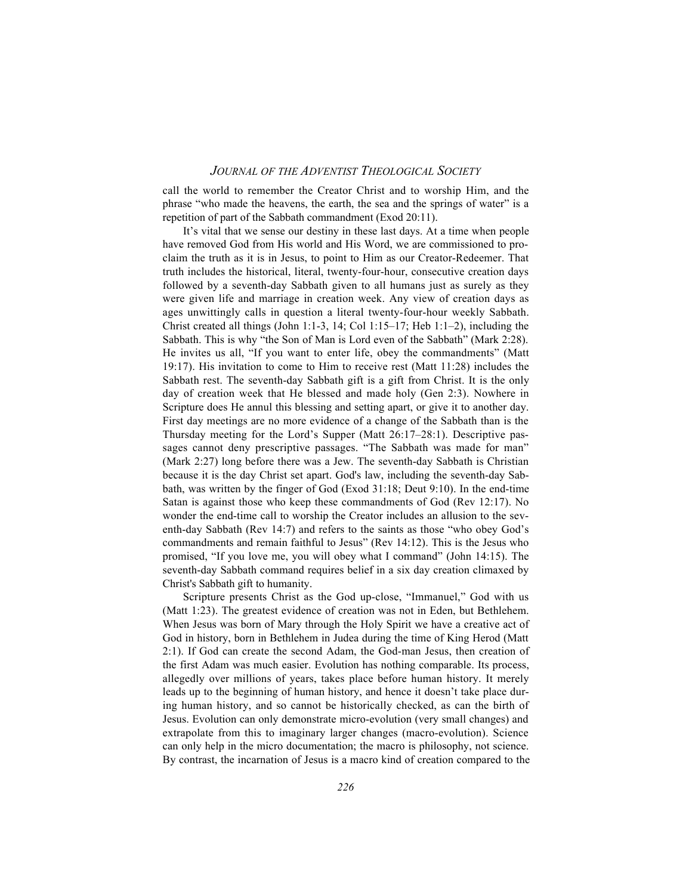call the world to remember the Creator Christ and to worship Him, and the phrase "who made the heavens, the earth, the sea and the springs of water" is a repetition of part of the Sabbath commandment (Exod 20:11).

It's vital that we sense our destiny in these last days. At a time when people have removed God from His world and His Word, we are commissioned to proclaim the truth as it is in Jesus, to point to Him as our Creator-Redeemer. That truth includes the historical, literal, twenty-four-hour, consecutive creation days followed by a seventh-day Sabbath given to all humans just as surely as they were given life and marriage in creation week. Any view of creation days as ages unwittingly calls in question a literal twenty-four-hour weekly Sabbath. Christ created all things (John 1:1-3, 14; Col 1:15–17; Heb 1:1–2), including the Sabbath. This is why "the Son of Man is Lord even of the Sabbath" (Mark 2:28). He invites us all, "If you want to enter life, obey the commandments" (Matt 19:17). His invitation to come to Him to receive rest (Matt 11:28) includes the Sabbath rest. The seventh-day Sabbath gift is a gift from Christ. It is the only day of creation week that He blessed and made holy (Gen 2:3). Nowhere in Scripture does He annul this blessing and setting apart, or give it to another day. First day meetings are no more evidence of a change of the Sabbath than is the Thursday meeting for the Lord's Supper (Matt 26:17–28:1). Descriptive passages cannot deny prescriptive passages. "The Sabbath was made for man" (Mark 2:27) long before there was a Jew. The seventh-day Sabbath is Christian because it is the day Christ set apart. God's law, including the seventh-day Sabbath, was written by the finger of God (Exod 31:18; Deut 9:10). In the end-time Satan is against those who keep these commandments of God (Rev 12:17). No wonder the end-time call to worship the Creator includes an allusion to the seventh-day Sabbath (Rev 14:7) and refers to the saints as those "who obey God's commandments and remain faithful to Jesus" (Rev 14:12). This is the Jesus who promised, "If you love me, you will obey what I command" (John 14:15). The seventh-day Sabbath command requires belief in a six day creation climaxed by Christ's Sabbath gift to humanity.

Scripture presents Christ as the God up-close, "Immanuel," God with us (Matt 1:23). The greatest evidence of creation was not in Eden, but Bethlehem. When Jesus was born of Mary through the Holy Spirit we have a creative act of God in history, born in Bethlehem in Judea during the time of King Herod (Matt 2:1). If God can create the second Adam, the God-man Jesus, then creation of the first Adam was much easier. Evolution has nothing comparable. Its process, allegedly over millions of years, takes place before human history. It merely leads up to the beginning of human history, and hence it doesn't take place during human history, and so cannot be historically checked, as can the birth of Jesus. Evolution can only demonstrate micro-evolution (very small changes) and extrapolate from this to imaginary larger changes (macro-evolution). Science can only help in the micro documentation; the macro is philosophy, not science. By contrast, the incarnation of Jesus is a macro kind of creation compared to the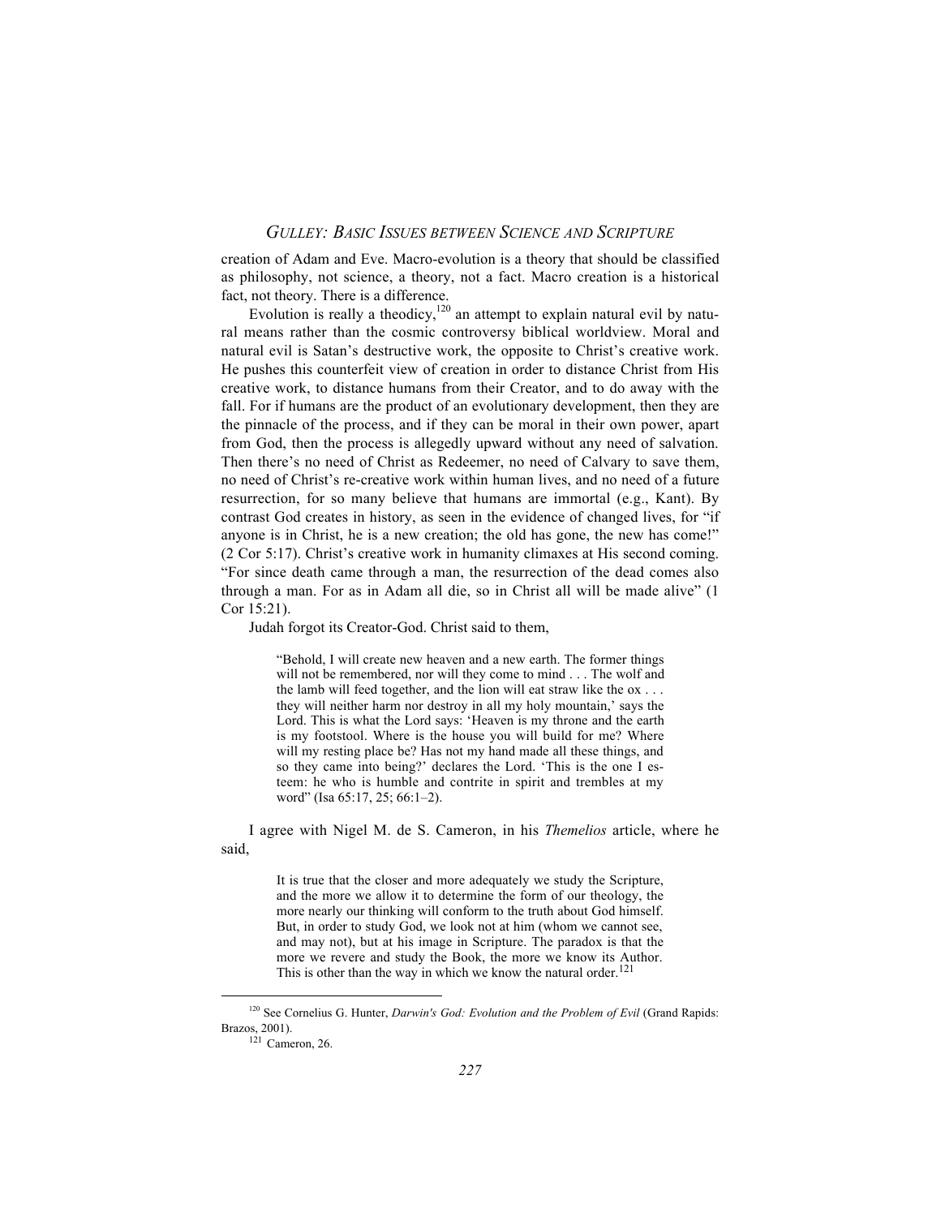creation of Adam and Eve. Macro-evolution is a theory that should be classified as philosophy, not science, a theory, not a fact. Macro creation is a historical fact, not theory. There is a difference.

Evolution is really a theodicy,[120] an attempt to explain natural evil by natural means rather than the cosmic controversy biblical worldview. Moral and natural evil is Satan's destructive work, the opposite to Christ's creative work. He pushes this counterfeit view of creation in order to distance Christ from His creative work, to distance humans from their Creator, and to do away with the fall. For if humans are the product of an evolutionary development, then they are the pinnacle of the process, and if they can be moral in their own power, apart from God, then the process is allegedly upward without any need of salvation. Then there's no need of Christ as Redeemer, no need of Calvary to save them, no need of Christ's re-creative work within human lives, and no need of a future resurrection, for so many believe that humans are immortal (e.g., Kant). By contrast God creates in history, as seen in the evidence of changed lives, for "if anyone is in Christ, he is a new creation; the old has gone, the new has come!" (2 Cor 5:17). Christ's creative work in humanity climaxes at His second coming. "For since death came through a man, the resurrection of the dead comes also through a man. For as in Adam all die, so in Christ all will be made alive" (1 Cor 15:21).

Judah forgot its Creator-God. Christ said to them,

> "Behold, I will create new heaven and a new earth. The former things will not be remembered, nor will they come to mind . . . The wolf and the lamb will feed together, and the lion will eat straw like the ox . . . they will neither harm nor destroy in all my holy mountain,' says the Lord. This is what the Lord says: 'Heaven is my throne and the earth is my footstool. Where is the house you will build for me? Where will my resting place be? Has not my hand made all these things, and so they came into being?' declares the Lord. 'This is the one I esteem: he who is humble and contrite in spirit and trembles at my word" (Isa 65:17, 25; 66:1–2).

I agree with Nigel M. de S. Cameron, in his *Themelios* article, where he said,

> It is true that the closer and more adequately we study the Scripture, and the more we allow it to determine the form of our theology, the more nearly our thinking will conform to the truth about God himself. But, in order to study God, we look not at him (whom we cannot see, and may not), but at his image in Scripture. The paradox is that the more we revere and study the Book, the more we know its Author. This is other than the way in which we know the natural order.[121]

---

[120] See Cornelius G. Hunter, *Darwin's God: Evolution and the Problem of Evil* (Grand Rapids: Brazos, 2001).

[121] Cameron, 26.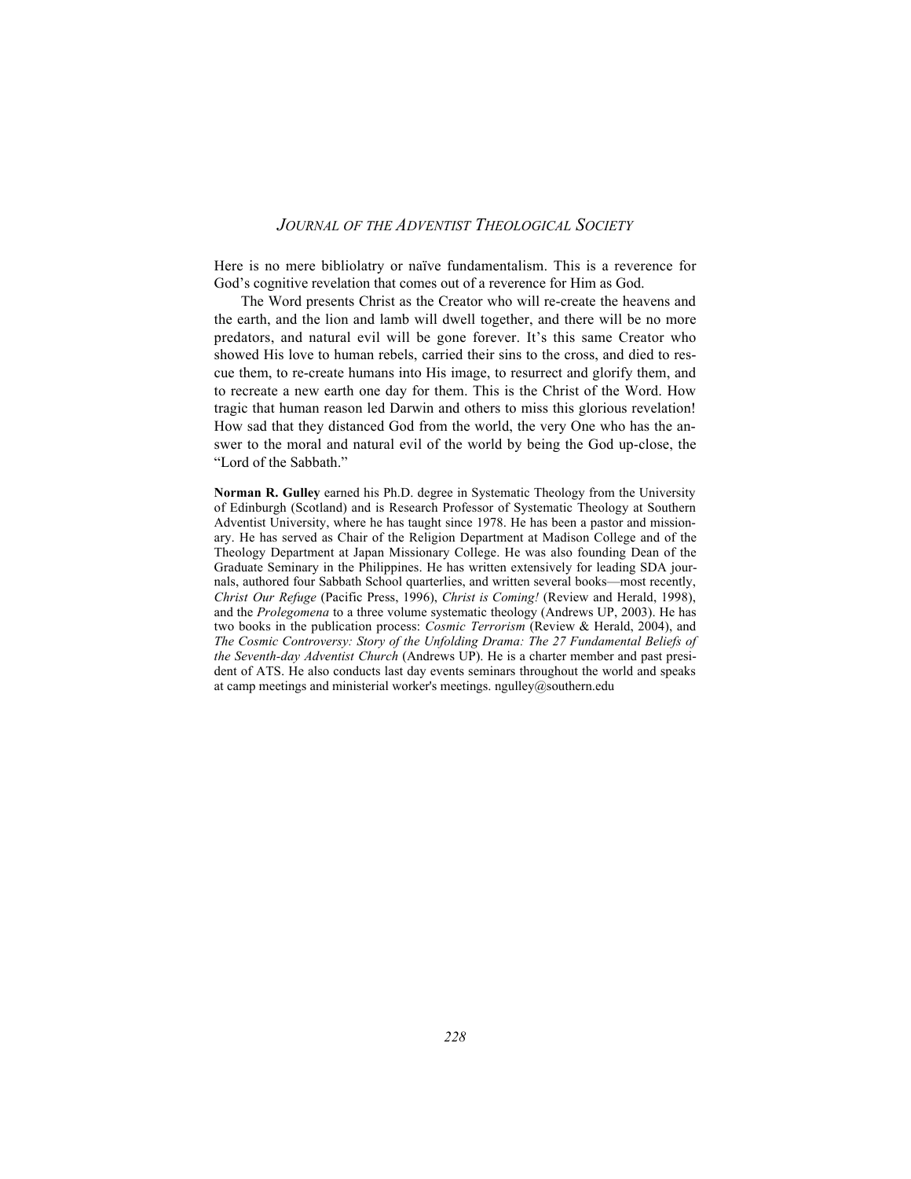Here is no mere bibliolatry or naïve fundamentalism. This is a reverence for God's cognitive revelation that comes out of a reverence for Him as God.

The Word presents Christ as the Creator who will re-create the heavens and the earth, and the lion and lamb will dwell together, and there will be no more predators, and natural evil will be gone forever. It's this same Creator who showed His love to human rebels, carried their sins to the cross, and died to rescue them, to re-create humans into His image, to resurrect and glorify them, and to recreate a new earth one day for them. This is the Christ of the Word. How tragic that human reason led Darwin and others to miss this glorious revelation! How sad that they distanced God from the world, the very One who has the answer to the moral and natural evil of the world by being the God up-close, the "Lord of the Sabbath."

**Norman R. Gulley** earned his Ph.D. degree in Systematic Theology from the University of Edinburgh (Scotland) and is Research Professor of Systematic Theology at Southern Adventist University, where he has taught since 1978. He has been a pastor and missionary. He has served as Chair of the Religion Department at Madison College and of the Theology Department at Japan Missionary College. He was also founding Dean of the Graduate Seminary in the Philippines. He has written extensively for leading SDA journals, authored four Sabbath School quarterlies, and written several books—most recently, *Christ Our Refuge* (Pacific Press, 1996), *Christ is Coming!* (Review and Herald, 1998), and the *Prolegomena* to a three volume systematic theology (Andrews UP, 2003). He has two books in the publication process: *Cosmic Terrorism* (Review & Herald, 2004), and *The Cosmic Controversy: Story of the Unfolding Drama: The 27 Fundamental Beliefs of the Seventh-day Adventist Church* (Andrews UP). He is a charter member and past president of ATS. He also conducts last day events seminars throughout the world and speaks at camp meetings and ministerial worker's meetings. ngulley@southern.edu